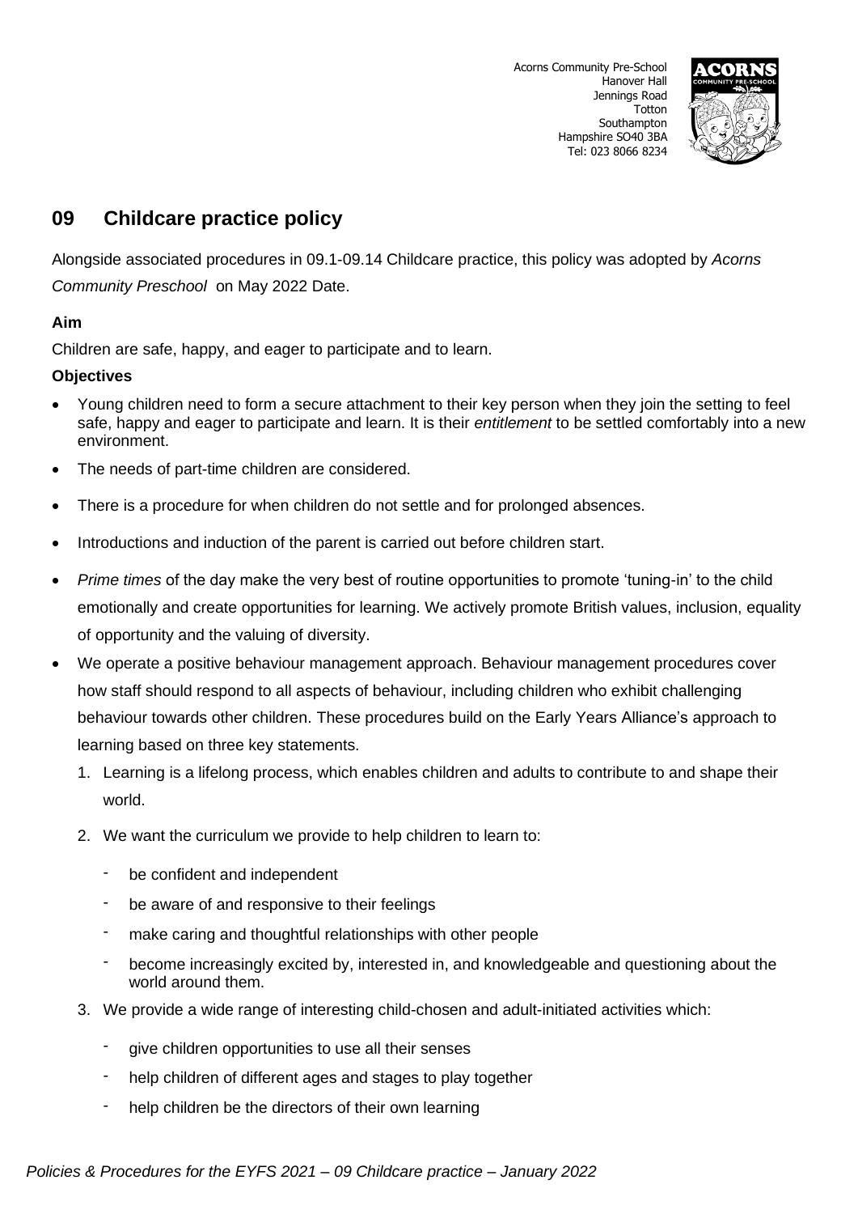Acorns Community Pre-School
Hanover Hall
Jennings Road
Totton
Southampton
Hampshire SO40 3BA
Tel: 023 8066 8234

## 09 Childcare practice policy

Alongside associated procedures in 09.1-09.14 Childcare practice, this policy was adopted by *Acorns Community Preschool* on May 2022 Date.

**Aim**

Children are safe, happy, and eager to participate and to learn.

**Objectives**

- Young children need to form a secure attachment to their key person when they join the setting to feel safe, happy and eager to participate and learn. It is their *entitlement* to be settled comfortably into a new environment.
- The needs of part-time children are considered.
- There is a procedure for when children do not settle and for prolonged absences.
- Introductions and induction of the parent is carried out before children start.
- *Prime times* of the day make the very best of routine opportunities to promote 'tuning-in' to the child emotionally and create opportunities for learning. We actively promote British values, inclusion, equality of opportunity and the valuing of diversity.
- We operate a positive behaviour management approach. Behaviour management procedures cover how staff should respond to all aspects of behaviour, including children who exhibit challenging behaviour towards other children. These procedures build on the Early Years Alliance's approach to learning based on three key statements.
  1. Learning is a lifelong process, which enables children and adults to contribute to and shape their world.
  2. We want the curriculum we provide to help children to learn to:
     - be confident and independent
     - be aware of and responsive to their feelings
     - make caring and thoughtful relationships with other people
     - become increasingly excited by, interested in, and knowledgeable and questioning about the world around them.
  3. We provide a wide range of interesting child-chosen and adult-initiated activities which:
     - give children opportunities to use all their senses
     - help children of different ages and stages to play together
     - help children be the directors of their own learning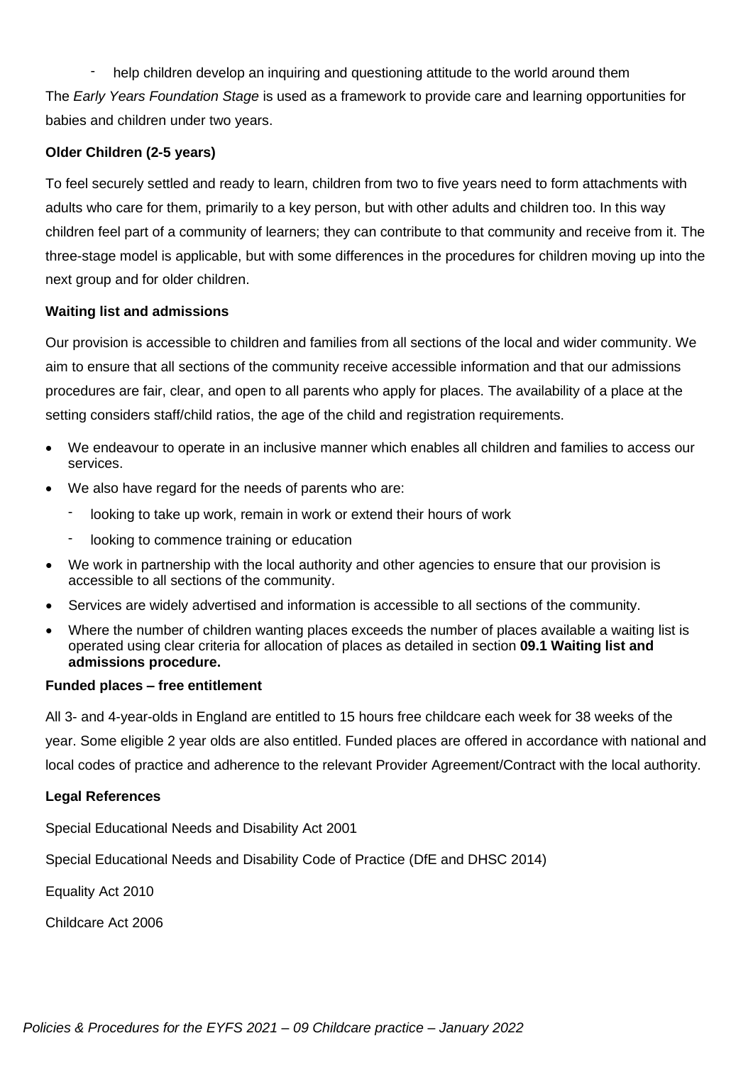- help children develop an inquiring and questioning attitude to the world around them

The *Early Years Foundation Stage* is used as a framework to provide care and learning opportunities for babies and children under two years.

**Older Children (2-5 years)**

To feel securely settled and ready to learn, children from two to five years need to form attachments with adults who care for them, primarily to a key person, but with other adults and children too. In this way children feel part of a community of learners; they can contribute to that community and receive from it. The three-stage model is applicable, but with some differences in the procedures for children moving up into the next group and for older children.

**Waiting list and admissions**

Our provision is accessible to children and families from all sections of the local and wider community. We aim to ensure that all sections of the community receive accessible information and that our admissions procedures are fair, clear, and open to all parents who apply for places. The availability of a place at the setting considers staff/child ratios, the age of the child and registration requirements.

- We endeavour to operate in an inclusive manner which enables all children and families to access our services.
- We also have regard for the needs of parents who are:
  - looking to take up work, remain in work or extend their hours of work
  - looking to commence training or education
- We work in partnership with the local authority and other agencies to ensure that our provision is accessible to all sections of the community.
- Services are widely advertised and information is accessible to all sections of the community.
- Where the number of children wanting places exceeds the number of places available a waiting list is operated using clear criteria for allocation of places as detailed in section **09.1 Waiting list and admissions procedure.**

**Funded places – free entitlement**

All 3- and 4-year-olds in England are entitled to 15 hours free childcare each week for 38 weeks of the year. Some eligible 2 year olds are also entitled. Funded places are offered in accordance with national and local codes of practice and adherence to the relevant Provider Agreement/Contract with the local authority.

**Legal References**

Special Educational Needs and Disability Act 2001

Special Educational Needs and Disability Code of Practice (DfE and DHSC 2014)

Equality Act 2010

Childcare Act 2006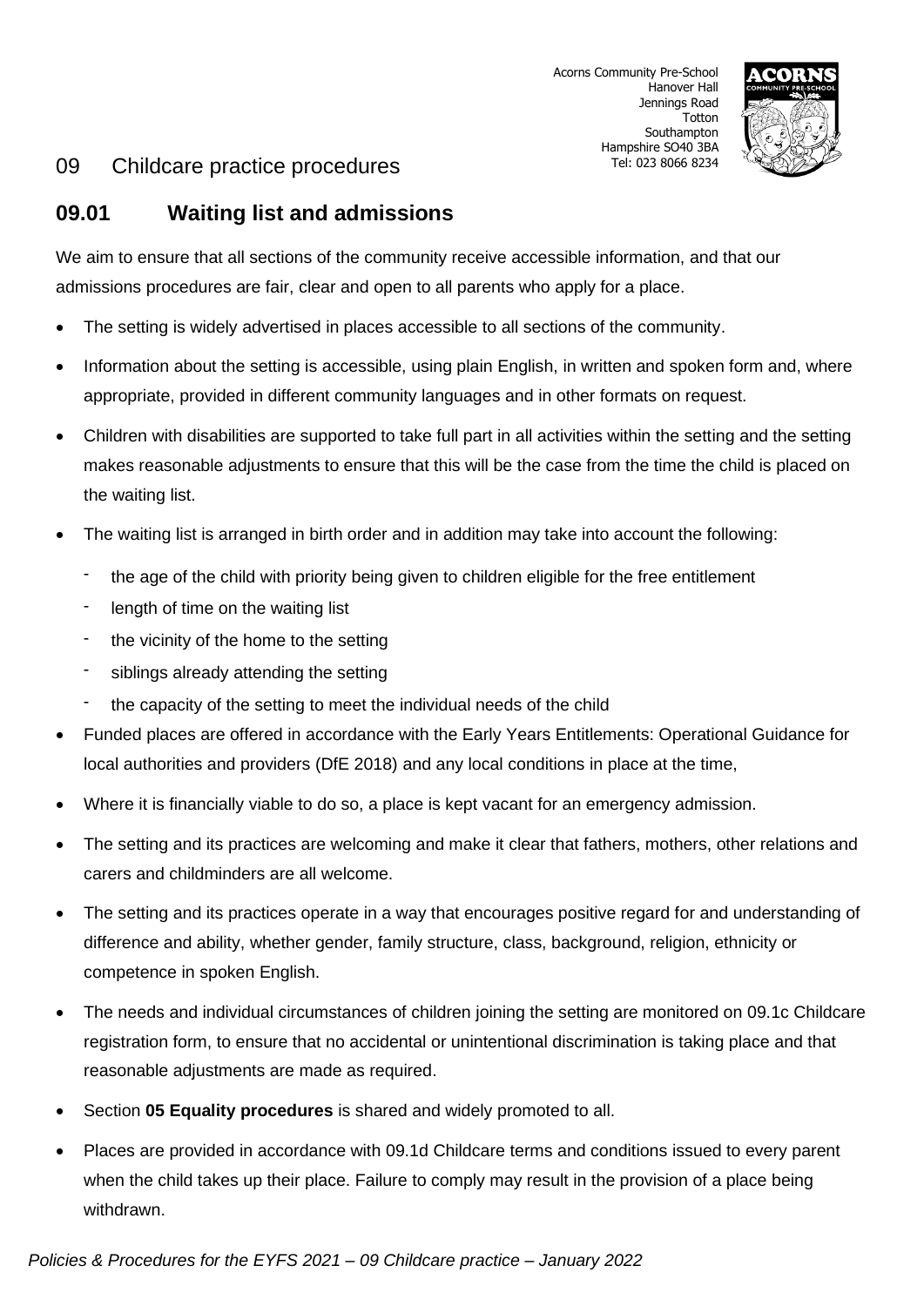Acorns Community Pre-School
Hanover Hall
Jennings Road
Totton
Southampton
Hampshire SO40 3BA
Tel: 023 8066 8234

# 09 Childcare practice procedures

## 09.01 Waiting list and admissions

We aim to ensure that all sections of the community receive accessible information, and that our admissions procedures are fair, clear and open to all parents who apply for a place.

- The setting is widely advertised in places accessible to all sections of the community.
- Information about the setting is accessible, using plain English, in written and spoken form and, where appropriate, provided in different community languages and in other formats on request.
- Children with disabilities are supported to take full part in all activities within the setting and the setting makes reasonable adjustments to ensure that this will be the case from the time the child is placed on the waiting list.
- The waiting list is arranged in birth order and in addition may take into account the following:
  - the age of the child with priority being given to children eligible for the free entitlement
  - length of time on the waiting list
  - the vicinity of the home to the setting
  - siblings already attending the setting
  - the capacity of the setting to meet the individual needs of the child
- Funded places are offered in accordance with the Early Years Entitlements: Operational Guidance for local authorities and providers (DfE 2018) and any local conditions in place at the time,
- Where it is financially viable to do so, a place is kept vacant for an emergency admission.
- The setting and its practices are welcoming and make it clear that fathers, mothers, other relations and carers and childminders are all welcome.
- The setting and its practices operate in a way that encourages positive regard for and understanding of difference and ability, whether gender, family structure, class, background, religion, ethnicity or competence in spoken English.
- The needs and individual circumstances of children joining the setting are monitored on 09.1c Childcare registration form, to ensure that no accidental or unintentional discrimination is taking place and that reasonable adjustments are made as required.
- Section **05 Equality procedures** is shared and widely promoted to all.
- Places are provided in accordance with 09.1d Childcare terms and conditions issued to every parent when the child takes up their place. Failure to comply may result in the provision of a place being withdrawn.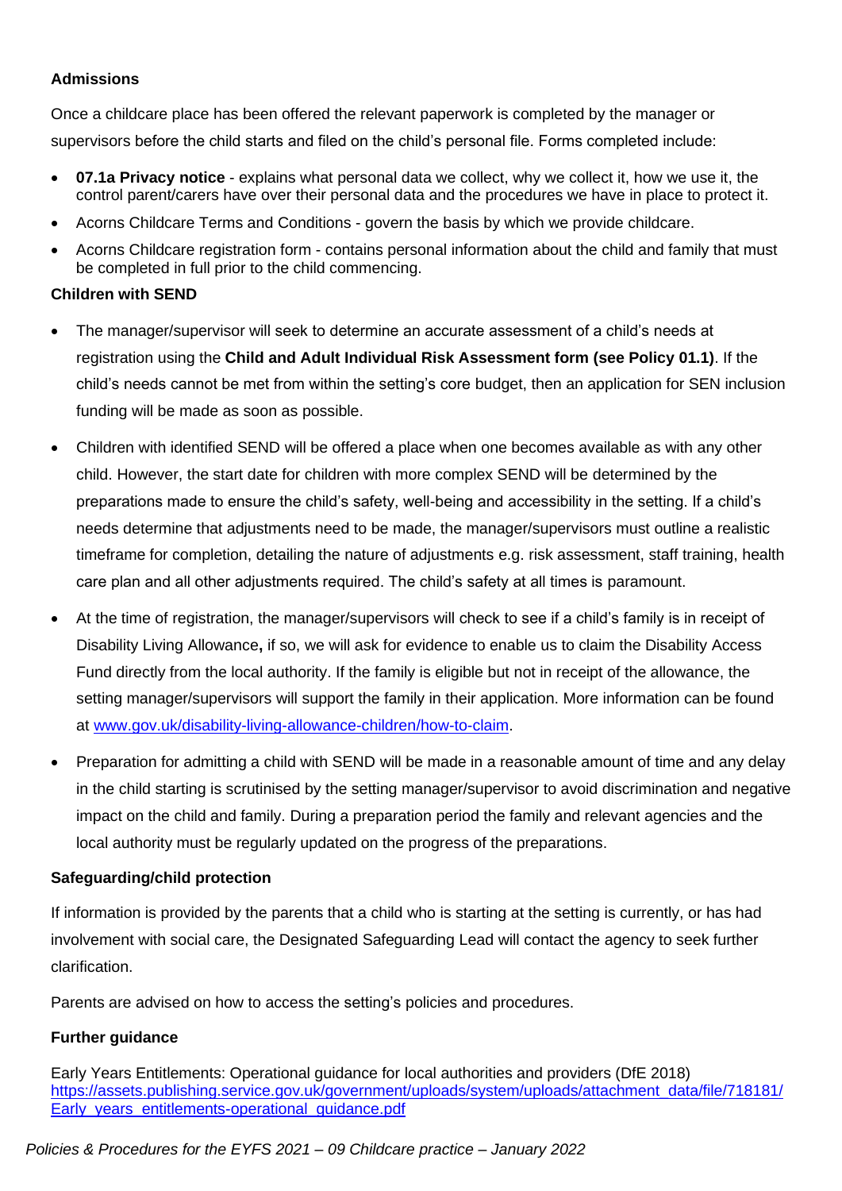### Admissions

Once a childcare place has been offered the relevant paperwork is completed by the manager or supervisors before the child starts and filed on the child's personal file. Forms completed include:

- **07.1a Privacy notice** - explains what personal data we collect, why we collect it, how we use it, the control parent/carers have over their personal data and the procedures we have in place to protect it.
- Acorns Childcare Terms and Conditions - govern the basis by which we provide childcare.
- Acorns Childcare registration form - contains personal information about the child and family that must be completed in full prior to the child commencing.

### Children with SEND

- The manager/supervisor will seek to determine an accurate assessment of a child's needs at registration using the **Child and Adult Individual Risk Assessment form (see Policy 01.1)**. If the child's needs cannot be met from within the setting's core budget, then an application for SEN inclusion funding will be made as soon as possible.
- Children with identified SEND will be offered a place when one becomes available as with any other child. However, the start date for children with more complex SEND will be determined by the preparations made to ensure the child's safety, well-being and accessibility in the setting. If a child's needs determine that adjustments need to be made, the manager/supervisors must outline a realistic timeframe for completion, detailing the nature of adjustments e.g. risk assessment, staff training, health care plan and all other adjustments required. The child's safety at all times is paramount.
- At the time of registration, the manager/supervisors will check to see if a child's family is in receipt of Disability Living Allowance**,** if so, we will ask for evidence to enable us to claim the Disability Access Fund directly from the local authority. If the family is eligible but not in receipt of the allowance, the setting manager/supervisors will support the family in their application. More information can be found at [www.gov.uk/disability-living-allowance-children/how-to-claim](http://www.gov.uk/disability-living-allowance-children/how-to-claim).
- Preparation for admitting a child with SEND will be made in a reasonable amount of time and any delay in the child starting is scrutinised by the setting manager/supervisor to avoid discrimination and negative impact on the child and family. During a preparation period the family and relevant agencies and the local authority must be regularly updated on the progress of the preparations.

### Safeguarding/child protection

If information is provided by the parents that a child who is starting at the setting is currently, or has had involvement with social care, the Designated Safeguarding Lead will contact the agency to seek further clarification.

Parents are advised on how to access the setting's policies and procedures.

### Further guidance

Early Years Entitlements: Operational guidance for local authorities and providers (DfE 2018)
[https://assets.publishing.service.gov.uk/government/uploads/system/uploads/attachment_data/file/718181/Early_years_entitlements-operational_guidance.pdf](https://assets.publishing.service.gov.uk/government/uploads/system/uploads/attachment_data/file/718181/Early_years_entitlements-operational_guidance.pdf)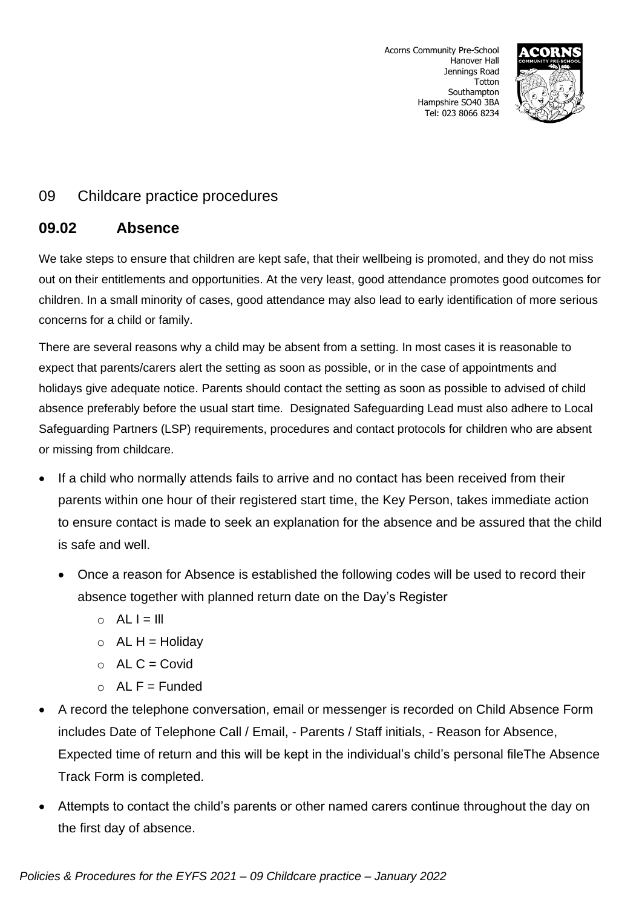Acorns Community Pre-School
Hanover Hall
Jennings Road
Totton
Southampton
Hampshire SO40 3BA
Tel: 023 8066 8234

## 09 Childcare practice procedures

### 09.02 Absence

We take steps to ensure that children are kept safe, that their wellbeing is promoted, and they do not miss out on their entitlements and opportunities. At the very least, good attendance promotes good outcomes for children. In a small minority of cases, good attendance may also lead to early identification of more serious concerns for a child or family.

There are several reasons why a child may be absent from a setting. In most cases it is reasonable to expect that parents/carers alert the setting as soon as possible, or in the case of appointments and holidays give adequate notice. Parents should contact the setting as soon as possible to advised of child absence preferably before the usual start time. Designated Safeguarding Lead must also adhere to Local Safeguarding Partners (LSP) requirements, procedures and contact protocols for children who are absent or missing from childcare.

- If a child who normally attends fails to arrive and no contact has been received from their parents within one hour of their registered start time, the Key Person, takes immediate action to ensure contact is made to seek an explanation for the absence and be assured that the child is safe and well.
  - Once a reason for Absence is established the following codes will be used to record their absence together with planned return date on the Day's Register
    - AL I = Ill
    - AL H = Holiday
    - AL C = Covid
    - AL F = Funded
- A record the telephone conversation, email or messenger is recorded on Child Absence Form includes Date of Telephone Call / Email, - Parents / Staff initials, - Reason for Absence, Expected time of return and this will be kept in the individual's child's personal fileThe Absence Track Form is completed.
- Attempts to contact the child's parents or other named carers continue throughout the day on the first day of absence.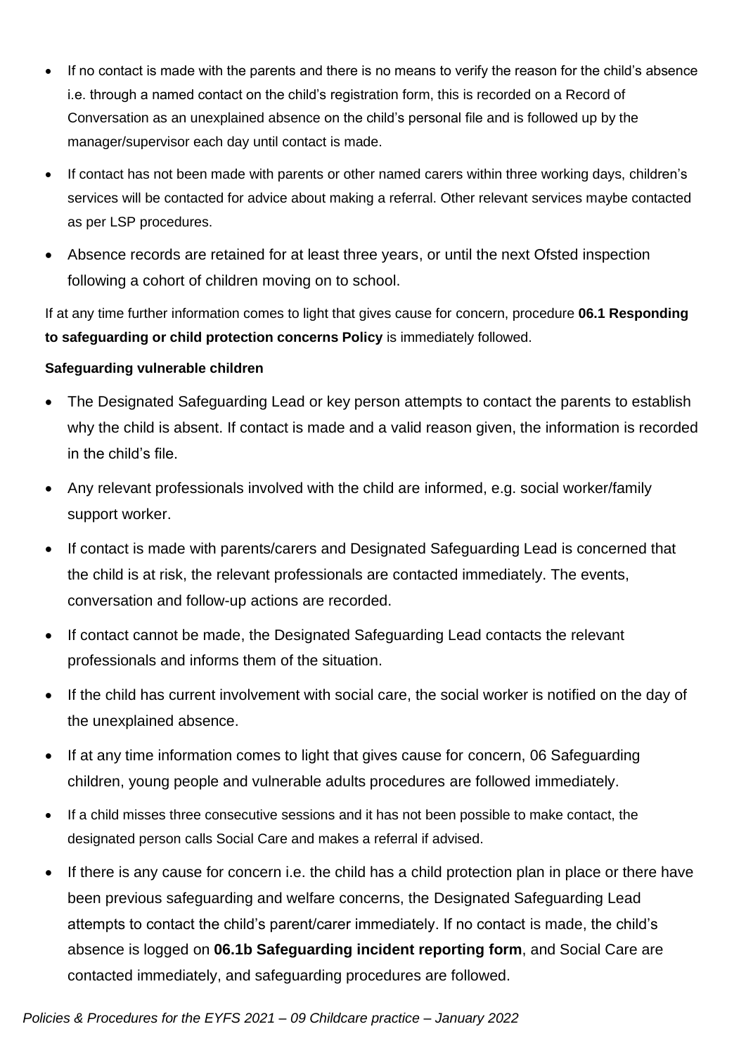- If no contact is made with the parents and there is no means to verify the reason for the child's absence i.e. through a named contact on the child's registration form, this is recorded on a Record of Conversation as an unexplained absence on the child's personal file and is followed up by the manager/supervisor each day until contact is made.
- If contact has not been made with parents or other named carers within three working days, children's services will be contacted for advice about making a referral. Other relevant services maybe contacted as per LSP procedures.
- Absence records are retained for at least three years, or until the next Ofsted inspection following a cohort of children moving on to school.

If at any time further information comes to light that gives cause for concern, procedure **06.1 Responding to safeguarding or child protection concerns Policy** is immediately followed.

**Safeguarding vulnerable children**

- The Designated Safeguarding Lead or key person attempts to contact the parents to establish why the child is absent. If contact is made and a valid reason given, the information is recorded in the child's file.
- Any relevant professionals involved with the child are informed, e.g. social worker/family support worker.
- If contact is made with parents/carers and Designated Safeguarding Lead is concerned that the child is at risk, the relevant professionals are contacted immediately. The events, conversation and follow-up actions are recorded.
- If contact cannot be made, the Designated Safeguarding Lead contacts the relevant professionals and informs them of the situation.
- If the child has current involvement with social care, the social worker is notified on the day of the unexplained absence.
- If at any time information comes to light that gives cause for concern, 06 Safeguarding children, young people and vulnerable adults procedures are followed immediately.
- If a child misses three consecutive sessions and it has not been possible to make contact, the designated person calls Social Care and makes a referral if advised.
- If there is any cause for concern i.e. the child has a child protection plan in place or there have been previous safeguarding and welfare concerns, the Designated Safeguarding Lead attempts to contact the child's parent/carer immediately. If no contact is made, the child's absence is logged on **06.1b Safeguarding incident reporting form**, and Social Care are contacted immediately, and safeguarding procedures are followed.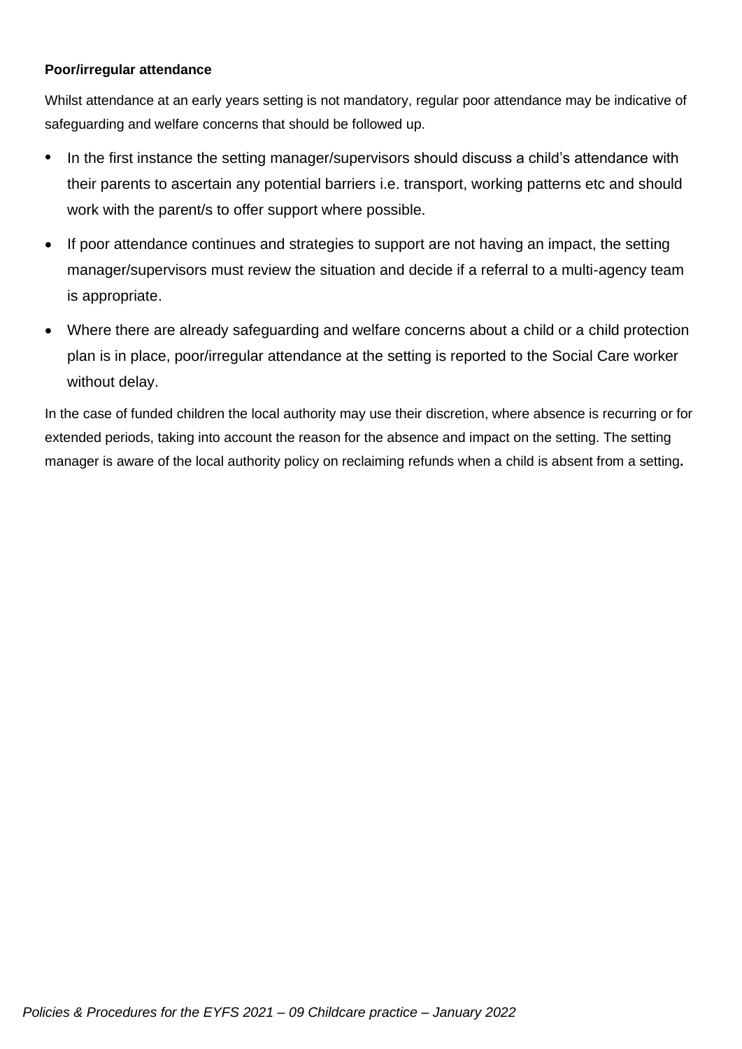**Poor/irregular attendance**

Whilst attendance at an early years setting is not mandatory, regular poor attendance may be indicative of safeguarding and welfare concerns that should be followed up.

- In the first instance the setting manager/supervisors should discuss a child's attendance with their parents to ascertain any potential barriers i.e. transport, working patterns etc and should work with the parent/s to offer support where possible.
- If poor attendance continues and strategies to support are not having an impact, the setting manager/supervisors must review the situation and decide if a referral to a multi-agency team is appropriate.
- Where there are already safeguarding and welfare concerns about a child or a child protection plan is in place, poor/irregular attendance at the setting is reported to the Social Care worker without delay.

In the case of funded children the local authority may use their discretion, where absence is recurring or for extended periods, taking into account the reason for the absence and impact on the setting. The setting manager is aware of the local authority policy on reclaiming refunds when a child is absent from a setting**.**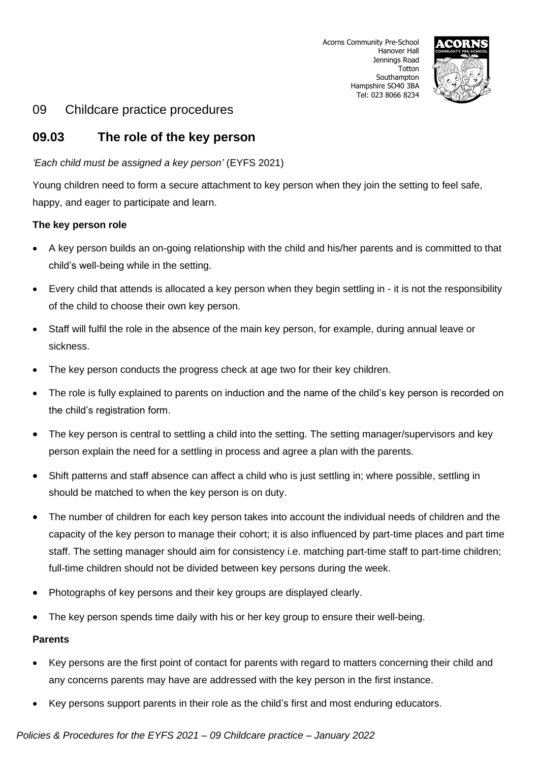Acorns Community Pre-School
Hanover Hall
Jennings Road
Totton
Southampton
Hampshire SO40 3BA
Tel: 023 8066 8234

## 09 Childcare practice procedures

## 09.03 The role of the key person

*'Each child must be assigned a key person'* (EYFS 2021)

Young children need to form a secure attachment to key person when they join the setting to feel safe, happy, and eager to participate and learn.

**The key person role**

- A key person builds an on-going relationship with the child and his/her parents and is committed to that child's well-being while in the setting.
- Every child that attends is allocated a key person when they begin settling in - it is not the responsibility of the child to choose their own key person.
- Staff will fulfil the role in the absence of the main key person, for example, during annual leave or sickness.
- The key person conducts the progress check at age two for their key children.
- The role is fully explained to parents on induction and the name of the child's key person is recorded on the child's registration form.
- The key person is central to settling a child into the setting. The setting manager/supervisors and key person explain the need for a settling in process and agree a plan with the parents.
- Shift patterns and staff absence can affect a child who is just settling in; where possible, settling in should be matched to when the key person is on duty.
- The number of children for each key person takes into account the individual needs of children and the capacity of the key person to manage their cohort; it is also influenced by part-time places and part time staff. The setting manager should aim for consistency i.e. matching part-time staff to part-time children; full-time children should not be divided between key persons during the week.
- Photographs of key persons and their key groups are displayed clearly.
- The key person spends time daily with his or her key group to ensure their well-being.

**Parents**

- Key persons are the first point of contact for parents with regard to matters concerning their child and any concerns parents may have are addressed with the key person in the first instance.
- Key persons support parents in their role as the child's first and most enduring educators.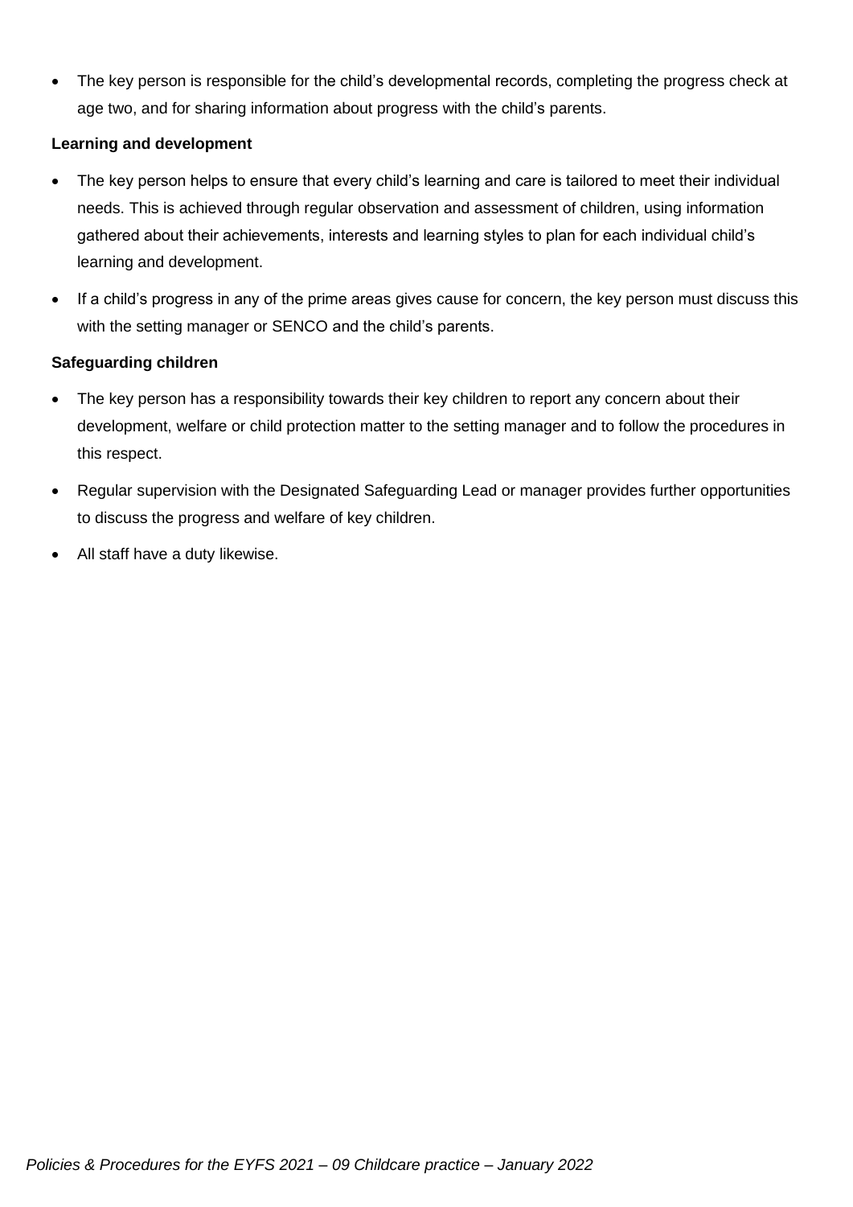- The key person is responsible for the child's developmental records, completing the progress check at age two, and for sharing information about progress with the child's parents.

**Learning and development**

- The key person helps to ensure that every child's learning and care is tailored to meet their individual needs. This is achieved through regular observation and assessment of children, using information gathered about their achievements, interests and learning styles to plan for each individual child's learning and development.
- If a child's progress in any of the prime areas gives cause for concern, the key person must discuss this with the setting manager or SENCO and the child's parents.

**Safeguarding children**

- The key person has a responsibility towards their key children to report any concern about their development, welfare or child protection matter to the setting manager and to follow the procedures in this respect.
- Regular supervision with the Designated Safeguarding Lead or manager provides further opportunities to discuss the progress and welfare of key children.
- All staff have a duty likewise.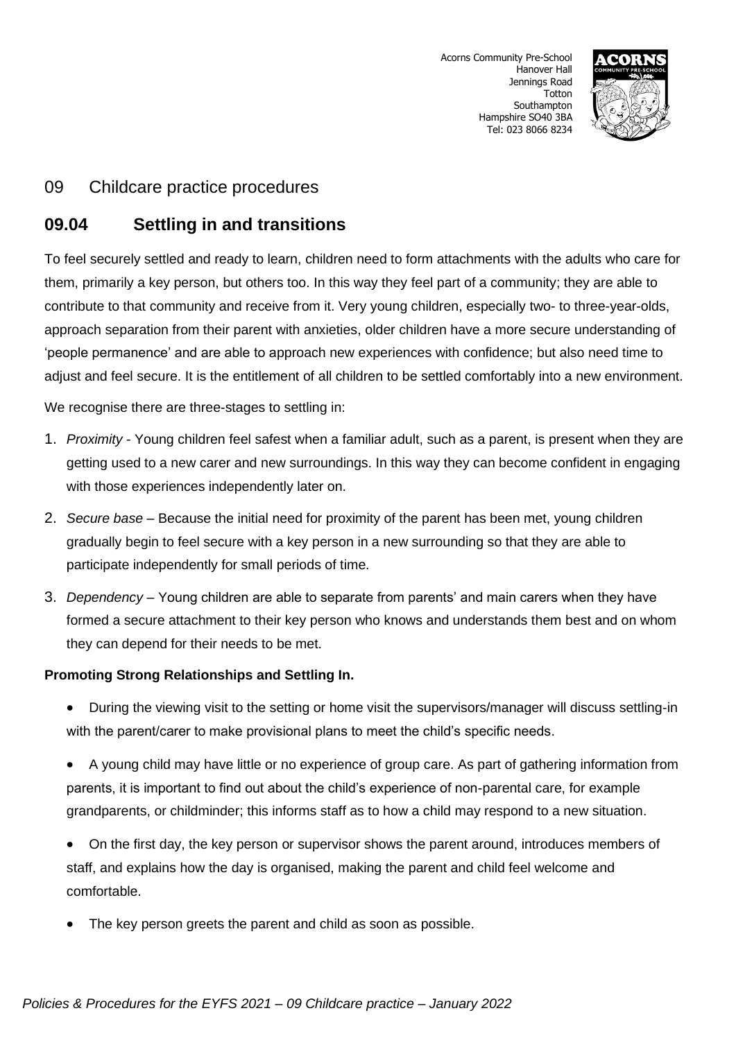Acorns Community Pre-School
Hanover Hall
Jennings Road
Totton
Southampton
Hampshire SO40 3BA
Tel: 023 8066 8234

## 09 Childcare practice procedures

## 09.04 Settling in and transitions

To feel securely settled and ready to learn, children need to form attachments with the adults who care for them, primarily a key person, but others too. In this way they feel part of a community; they are able to contribute to that community and receive from it. Very young children, especially two- to three-year-olds, approach separation from their parent with anxieties, older children have a more secure understanding of 'people permanence' and are able to approach new experiences with confidence; but also need time to adjust and feel secure. It is the entitlement of all children to be settled comfortably into a new environment.

We recognise there are three-stages to settling in:

1. *Proximity* - Young children feel safest when a familiar adult, such as a parent, is present when they are getting used to a new carer and new surroundings. In this way they can become confident in engaging with those experiences independently later on.
2. *Secure base* – Because the initial need for proximity of the parent has been met, young children gradually begin to feel secure with a key person in a new surrounding so that they are able to participate independently for small periods of time.
3. *Dependency* – Young children are able to separate from parents' and main carers when they have formed a secure attachment to their key person who knows and understands them best and on whom they can depend for their needs to be met.

**Promoting Strong Relationships and Settling In.**

- During the viewing visit to the setting or home visit the supervisors/manager will discuss settling-in with the parent/carer to make provisional plans to meet the child's specific needs.
- A young child may have little or no experience of group care. As part of gathering information from parents, it is important to find out about the child's experience of non-parental care, for example grandparents, or childminder; this informs staff as to how a child may respond to a new situation.
- On the first day, the key person or supervisor shows the parent around, introduces members of staff, and explains how the day is organised, making the parent and child feel welcome and comfortable.
- The key person greets the parent and child as soon as possible.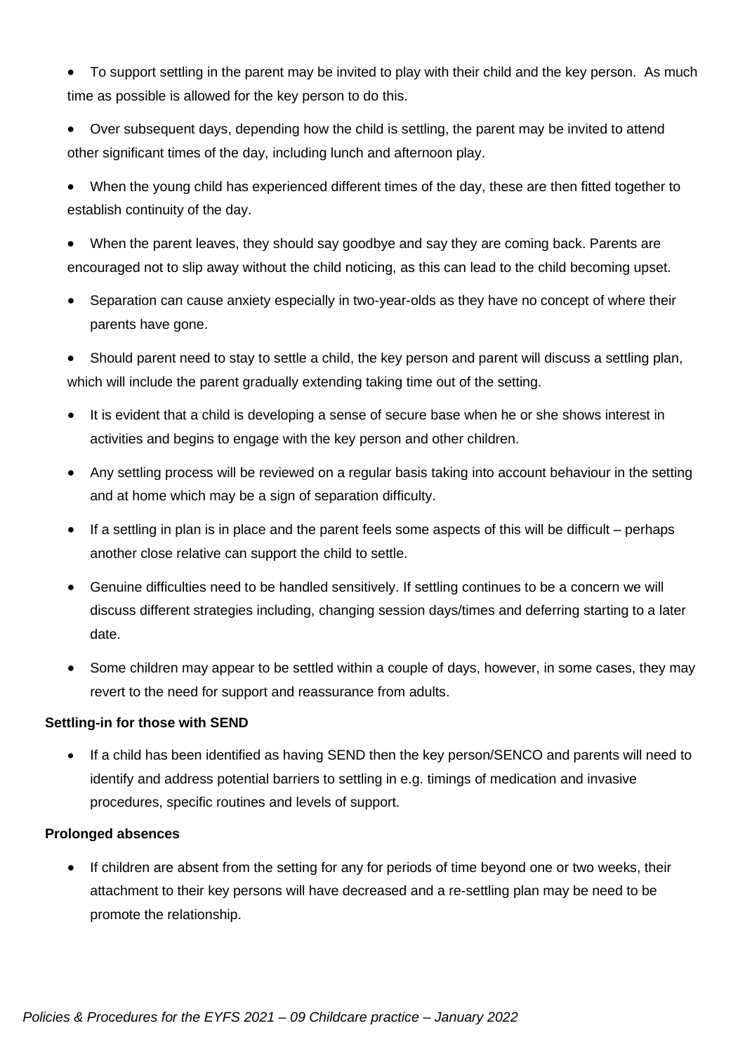- To support settling in the parent may be invited to play with their child and the key person. As much time as possible is allowed for the key person to do this.
- Over subsequent days, depending how the child is settling, the parent may be invited to attend other significant times of the day, including lunch and afternoon play.
- When the young child has experienced different times of the day, these are then fitted together to establish continuity of the day.
- When the parent leaves, they should say goodbye and say they are coming back. Parents are encouraged not to slip away without the child noticing, as this can lead to the child becoming upset.
- Separation can cause anxiety especially in two-year-olds as they have no concept of where their parents have gone.
- Should parent need to stay to settle a child, the key person and parent will discuss a settling plan, which will include the parent gradually extending taking time out of the setting.
- It is evident that a child is developing a sense of secure base when he or she shows interest in activities and begins to engage with the key person and other children.
- Any settling process will be reviewed on a regular basis taking into account behaviour in the setting and at home which may be a sign of separation difficulty.
- If a settling in plan is in place and the parent feels some aspects of this will be difficult – perhaps another close relative can support the child to settle.
- Genuine difficulties need to be handled sensitively. If settling continues to be a concern we will discuss different strategies including, changing session days/times and deferring starting to a later date.
- Some children may appear to be settled within a couple of days, however, in some cases, they may revert to the need for support and reassurance from adults.

**Settling-in for those with SEND**

- If a child has been identified as having SEND then the key person/SENCO and parents will need to identify and address potential barriers to settling in e.g. timings of medication and invasive procedures, specific routines and levels of support.

**Prolonged absences**

- If children are absent from the setting for any for periods of time beyond one or two weeks, their attachment to their key persons will have decreased and a re-settling plan may be need to be promote the relationship.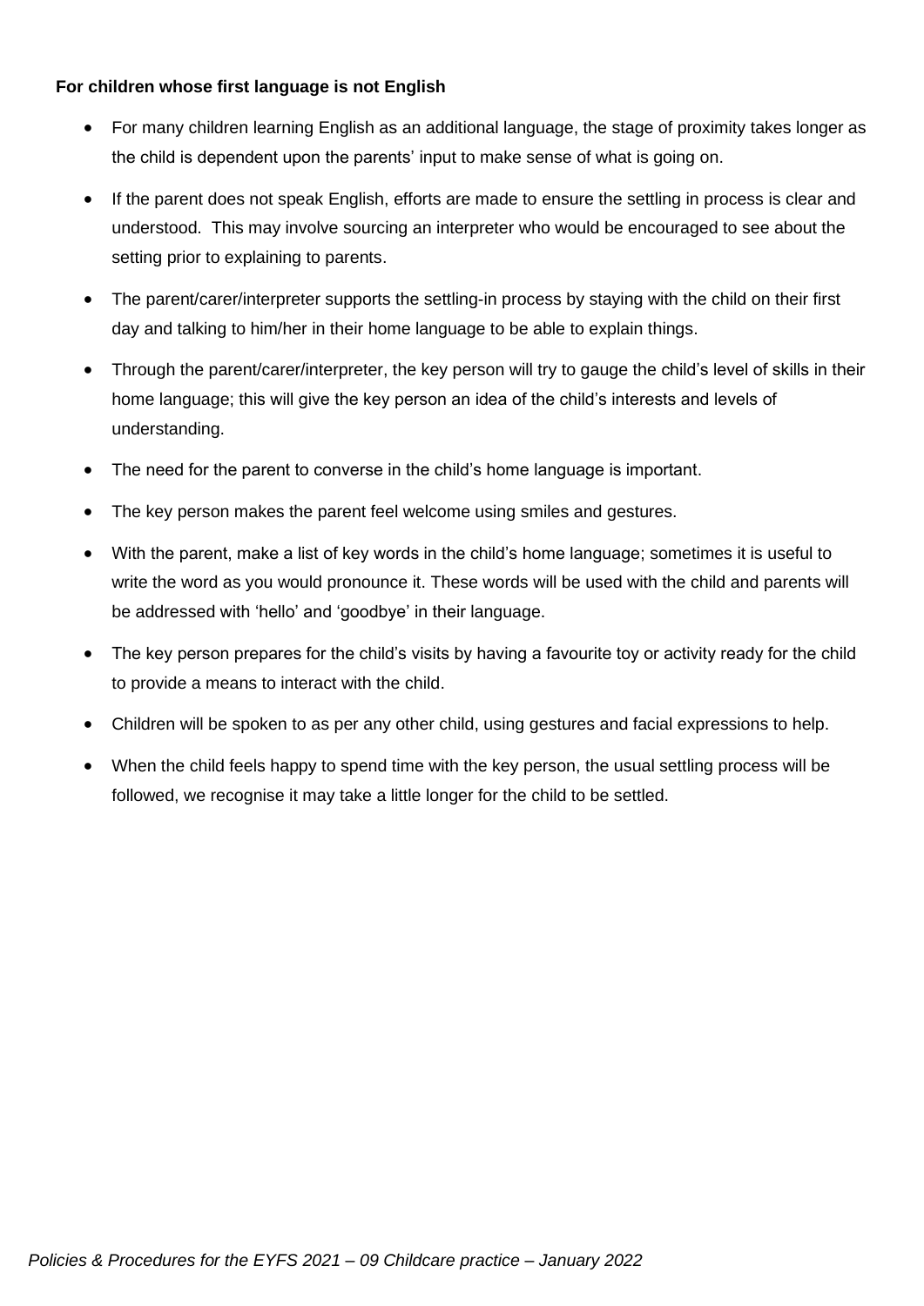**For children whose first language is not English**

- For many children learning English as an additional language, the stage of proximity takes longer as the child is dependent upon the parents' input to make sense of what is going on.
- If the parent does not speak English, efforts are made to ensure the settling in process is clear and understood. This may involve sourcing an interpreter who would be encouraged to see about the setting prior to explaining to parents.
- The parent/carer/interpreter supports the settling-in process by staying with the child on their first day and talking to him/her in their home language to be able to explain things.
- Through the parent/carer/interpreter, the key person will try to gauge the child's level of skills in their home language; this will give the key person an idea of the child's interests and levels of understanding.
- The need for the parent to converse in the child's home language is important.
- The key person makes the parent feel welcome using smiles and gestures.
- With the parent, make a list of key words in the child's home language; sometimes it is useful to write the word as you would pronounce it. These words will be used with the child and parents will be addressed with 'hello' and 'goodbye' in their language.
- The key person prepares for the child's visits by having a favourite toy or activity ready for the child to provide a means to interact with the child.
- Children will be spoken to as per any other child, using gestures and facial expressions to help.
- When the child feels happy to spend time with the key person, the usual settling process will be followed, we recognise it may take a little longer for the child to be settled.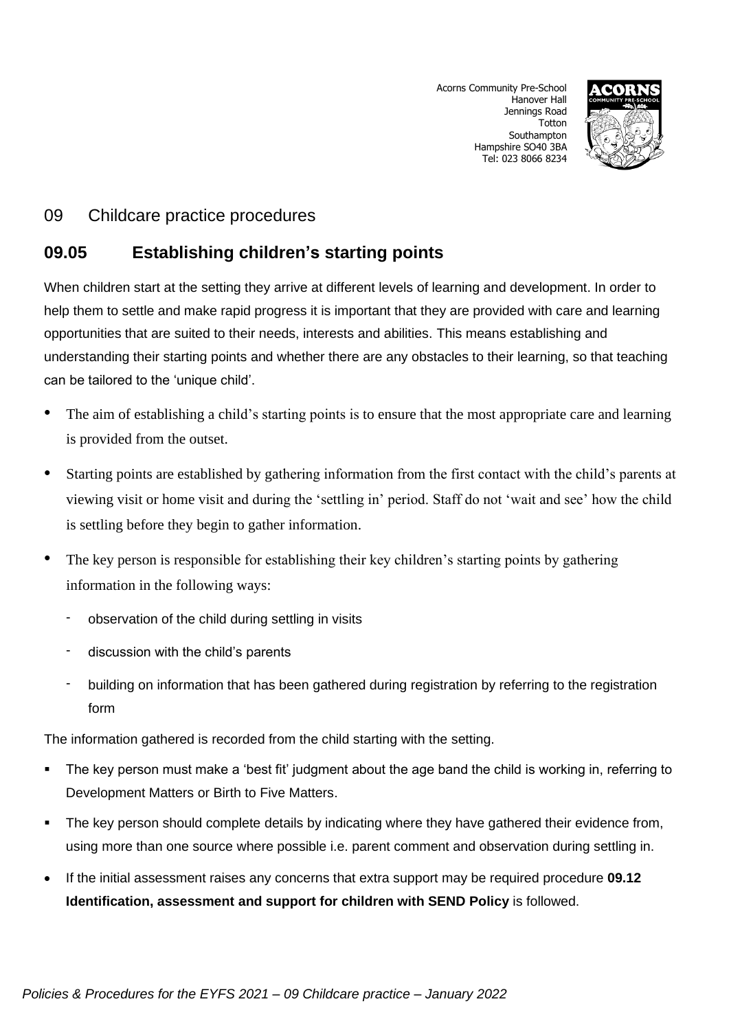Acorns Community Pre-School
Hanover Hall
Jennings Road
Totton
Southampton
Hampshire SO40 3BA
Tel: 023 8066 8234

## 09 Childcare practice procedures

### 09.05 Establishing children's starting points

When children start at the setting they arrive at different levels of learning and development. In order to help them to settle and make rapid progress it is important that they are provided with care and learning opportunities that are suited to their needs, interests and abilities. This means establishing and understanding their starting points and whether there are any obstacles to their learning, so that teaching can be tailored to the 'unique child'.

- The aim of establishing a child's starting points is to ensure that the most appropriate care and learning is provided from the outset.
- Starting points are established by gathering information from the first contact with the child's parents at viewing visit or home visit and during the 'settling in' period. Staff do not 'wait and see' how the child is settling before they begin to gather information.
- The key person is responsible for establishing their key children's starting points by gathering information in the following ways:
  - observation of the child during settling in visits
  - discussion with the child's parents
  - building on information that has been gathered during registration by referring to the registration form

The information gathered is recorded from the child starting with the setting.

- The key person must make a 'best fit' judgment about the age band the child is working in, referring to Development Matters or Birth to Five Matters.
- The key person should complete details by indicating where they have gathered their evidence from, using more than one source where possible i.e. parent comment and observation during settling in.
- If the initial assessment raises any concerns that extra support may be required procedure **09.12 Identification, assessment and support for children with SEND Policy** is followed.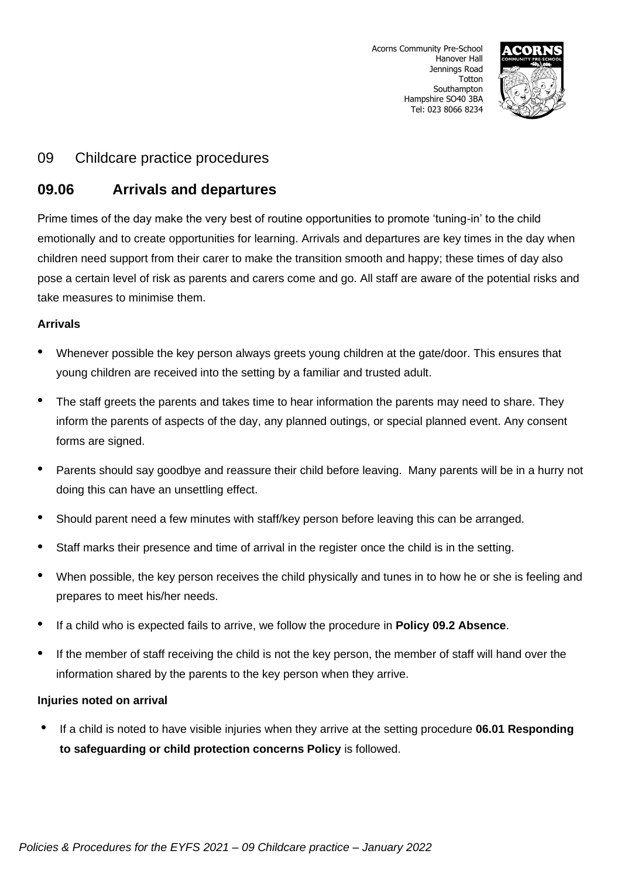Acorns Community Pre-School
Hanover Hall
Jennings Road
Totton
Southampton
Hampshire SO40 3BA
Tel: 023 8066 8234

## 09 Childcare practice procedures

## 09.06 Arrivals and departures

Prime times of the day make the very best of routine opportunities to promote 'tuning-in' to the child emotionally and to create opportunities for learning. Arrivals and departures are key times in the day when children need support from their carer to make the transition smooth and happy; these times of day also pose a certain level of risk as parents and carers come and go. All staff are aware of the potential risks and take measures to minimise them.

**Arrivals**

- Whenever possible the key person always greets young children at the gate/door. This ensures that young children are received into the setting by a familiar and trusted adult.
- The staff greets the parents and takes time to hear information the parents may need to share. They inform the parents of aspects of the day, any planned outings, or special planned event. Any consent forms are signed.
- Parents should say goodbye and reassure their child before leaving. Many parents will be in a hurry not doing this can have an unsettling effect.
- Should parent need a few minutes with staff/key person before leaving this can be arranged.
- Staff marks their presence and time of arrival in the register once the child is in the setting.
- When possible, the key person receives the child physically and tunes in to how he or she is feeling and prepares to meet his/her needs.
- If a child who is expected fails to arrive, we follow the procedure in **Policy 09.2 Absence**.
- If the member of staff receiving the child is not the key person, the member of staff will hand over the information shared by the parents to the key person when they arrive.

**Injuries noted on arrival**

- If a child is noted to have visible injuries when they arrive at the setting procedure **06.01 Responding to safeguarding or child protection concerns Policy** is followed.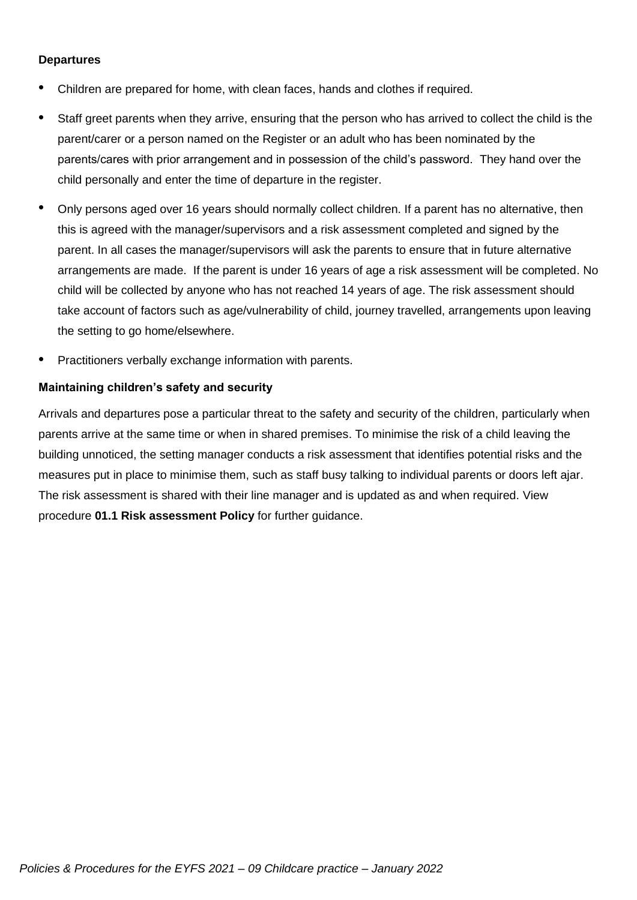**Departures**

- Children are prepared for home, with clean faces, hands and clothes if required.
- Staff greet parents when they arrive, ensuring that the person who has arrived to collect the child is the parent/carer or a person named on the Register or an adult who has been nominated by the parents/cares with prior arrangement and in possession of the child's password. They hand over the child personally and enter the time of departure in the register.
- Only persons aged over 16 years should normally collect children. If a parent has no alternative, then this is agreed with the manager/supervisors and a risk assessment completed and signed by the parent. In all cases the manager/supervisors will ask the parents to ensure that in future alternative arrangements are made. If the parent is under 16 years of age a risk assessment will be completed. No child will be collected by anyone who has not reached 14 years of age. The risk assessment should take account of factors such as age/vulnerability of child, journey travelled, arrangements upon leaving the setting to go home/elsewhere.
- Practitioners verbally exchange information with parents.

**Maintaining children's safety and security**

Arrivals and departures pose a particular threat to the safety and security of the children, particularly when parents arrive at the same time or when in shared premises. To minimise the risk of a child leaving the building unnoticed, the setting manager conducts a risk assessment that identifies potential risks and the measures put in place to minimise them, such as staff busy talking to individual parents or doors left ajar. The risk assessment is shared with their line manager and is updated as and when required. View procedure **01.1 Risk assessment Policy** for further guidance.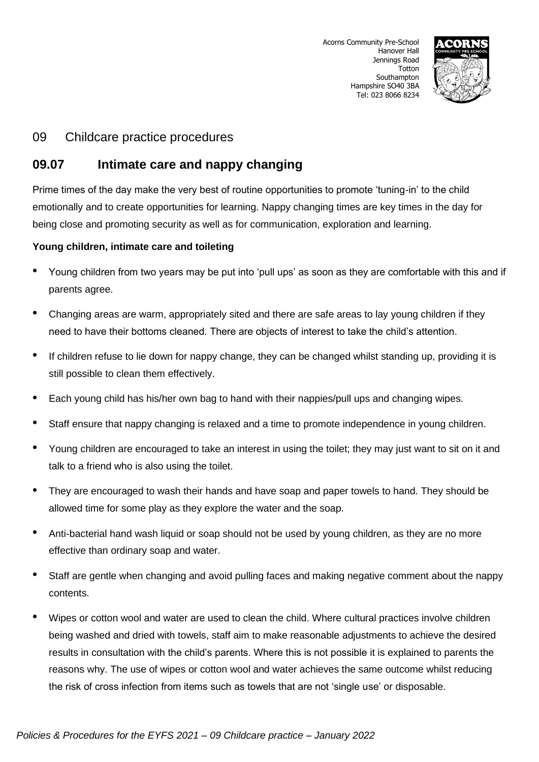Acorns Community Pre-School
Hanover Hall
Jennings Road
Totton
Southampton
Hampshire SO40 3BA
Tel: 023 8066 8234

## 09 Childcare practice procedures

## 09.07 Intimate care and nappy changing

Prime times of the day make the very best of routine opportunities to promote 'tuning-in' to the child emotionally and to create opportunities for learning. Nappy changing times are key times in the day for being close and promoting security as well as for communication, exploration and learning.

**Young children, intimate care and toileting**

- Young children from two years may be put into 'pull ups' as soon as they are comfortable with this and if parents agree.
- Changing areas are warm, appropriately sited and there are safe areas to lay young children if they need to have their bottoms cleaned. There are objects of interest to take the child's attention.
- If children refuse to lie down for nappy change, they can be changed whilst standing up, providing it is still possible to clean them effectively.
- Each young child has his/her own bag to hand with their nappies/pull ups and changing wipes.
- Staff ensure that nappy changing is relaxed and a time to promote independence in young children.
- Young children are encouraged to take an interest in using the toilet; they may just want to sit on it and talk to a friend who is also using the toilet.
- They are encouraged to wash their hands and have soap and paper towels to hand. They should be allowed time for some play as they explore the water and the soap.
- Anti-bacterial hand wash liquid or soap should not be used by young children, as they are no more effective than ordinary soap and water.
- Staff are gentle when changing and avoid pulling faces and making negative comment about the nappy contents.
- Wipes or cotton wool and water are used to clean the child. Where cultural practices involve children being washed and dried with towels, staff aim to make reasonable adjustments to achieve the desired results in consultation with the child's parents. Where this is not possible it is explained to parents the reasons why. The use of wipes or cotton wool and water achieves the same outcome whilst reducing the risk of cross infection from items such as towels that are not 'single use' or disposable.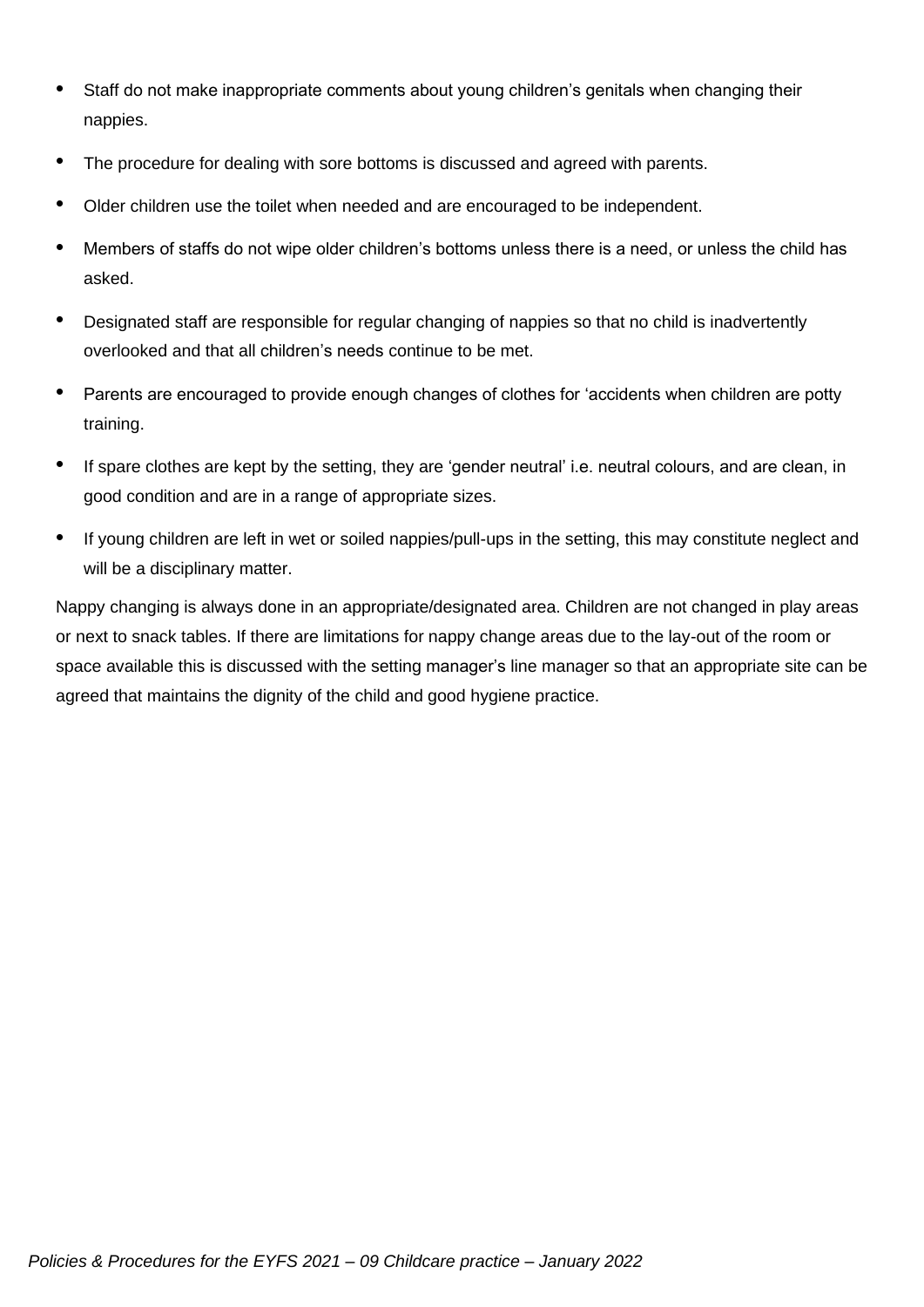- Staff do not make inappropriate comments about young children's genitals when changing their nappies.
- The procedure for dealing with sore bottoms is discussed and agreed with parents.
- Older children use the toilet when needed and are encouraged to be independent.
- Members of staffs do not wipe older children's bottoms unless there is a need, or unless the child has asked.
- Designated staff are responsible for regular changing of nappies so that no child is inadvertently overlooked and that all children's needs continue to be met.
- Parents are encouraged to provide enough changes of clothes for 'accidents when children are potty training.
- If spare clothes are kept by the setting, they are 'gender neutral' i.e. neutral colours, and are clean, in good condition and are in a range of appropriate sizes.
- If young children are left in wet or soiled nappies/pull-ups in the setting, this may constitute neglect and will be a disciplinary matter.

Nappy changing is always done in an appropriate/designated area. Children are not changed in play areas or next to snack tables. If there are limitations for nappy change areas due to the lay-out of the room or space available this is discussed with the setting manager's line manager so that an appropriate site can be agreed that maintains the dignity of the child and good hygiene practice.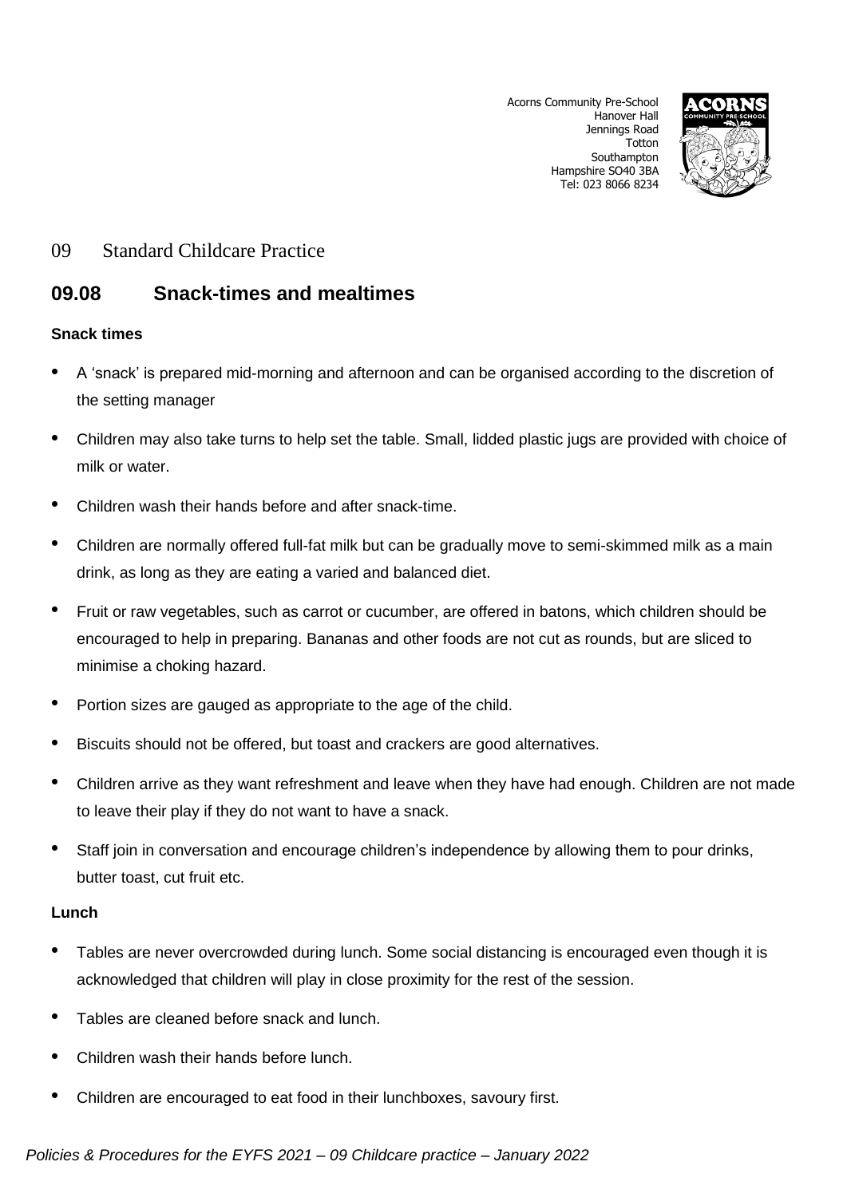Acorns Community Pre-School
Hanover Hall
Jennings Road
Totton
Southampton
Hampshire SO40 3BA
Tel: 023 8066 8234

09 Standard Childcare Practice

## 09.08 Snack-times and mealtimes

**Snack times**

- A 'snack' is prepared mid-morning and afternoon and can be organised according to the discretion of the setting manager
- Children may also take turns to help set the table. Small, lidded plastic jugs are provided with choice of milk or water.
- Children wash their hands before and after snack-time.
- Children are normally offered full-fat milk but can be gradually move to semi-skimmed milk as a main drink, as long as they are eating a varied and balanced diet.
- Fruit or raw vegetables, such as carrot or cucumber, are offered in batons, which children should be encouraged to help in preparing. Bananas and other foods are not cut as rounds, but are sliced to minimise a choking hazard.
- Portion sizes are gauged as appropriate to the age of the child.
- Biscuits should not be offered, but toast and crackers are good alternatives.
- Children arrive as they want refreshment and leave when they have had enough. Children are not made to leave their play if they do not want to have a snack.
- Staff join in conversation and encourage children's independence by allowing them to pour drinks, butter toast, cut fruit etc.

**Lunch**

- Tables are never overcrowded during lunch. Some social distancing is encouraged even though it is acknowledged that children will play in close proximity for the rest of the session.
- Tables are cleaned before snack and lunch.
- Children wash their hands before lunch.
- Children are encouraged to eat food in their lunchboxes, savoury first.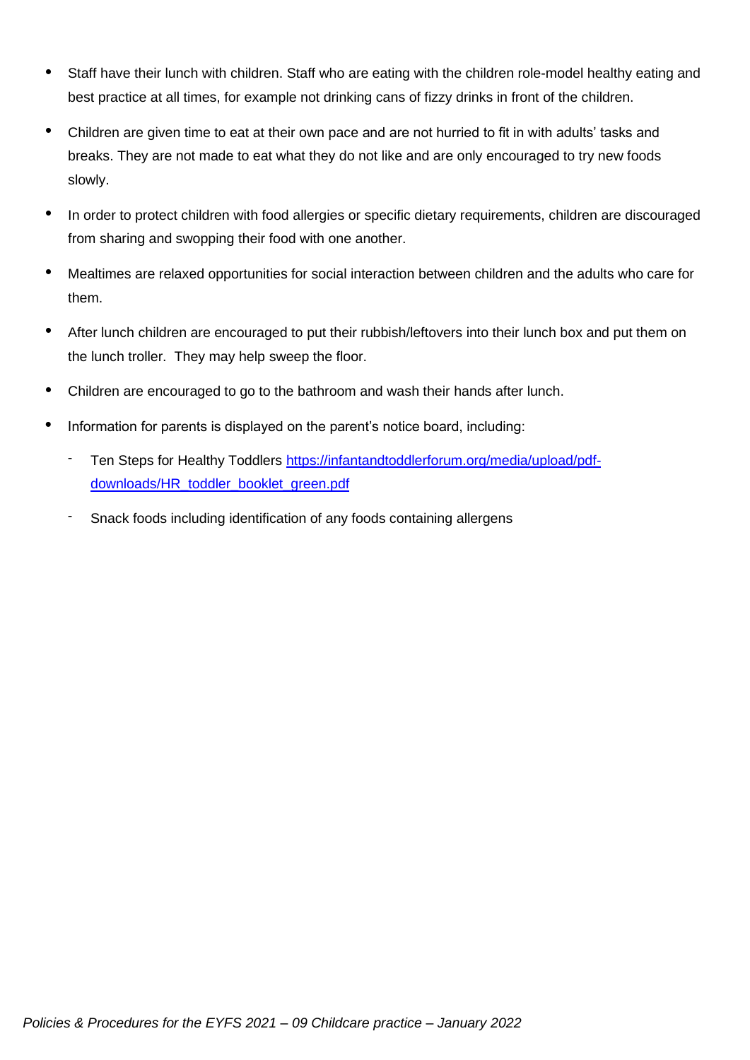- Staff have their lunch with children. Staff who are eating with the children role-model healthy eating and best practice at all times, for example not drinking cans of fizzy drinks in front of the children.
- Children are given time to eat at their own pace and are not hurried to fit in with adults' tasks and breaks. They are not made to eat what they do not like and are only encouraged to try new foods slowly.
- In order to protect children with food allergies or specific dietary requirements, children are discouraged from sharing and swopping their food with one another.
- Mealtimes are relaxed opportunities for social interaction between children and the adults who care for them.
- After lunch children are encouraged to put their rubbish/leftovers into their lunch box and put them on the lunch troller. They may help sweep the floor.
- Children are encouraged to go to the bathroom and wash their hands after lunch.
- Information for parents is displayed on the parent's notice board, including:
  - Ten Steps for Healthy Toddlers [https://infantandtoddlerforum.org/media/upload/pdf-downloads/HR_toddler_booklet_green.pdf](https://infantandtoddlerforum.org/media/upload/pdf-downloads/HR_toddler_booklet_green.pdf)
  - Snack foods including identification of any foods containing allergens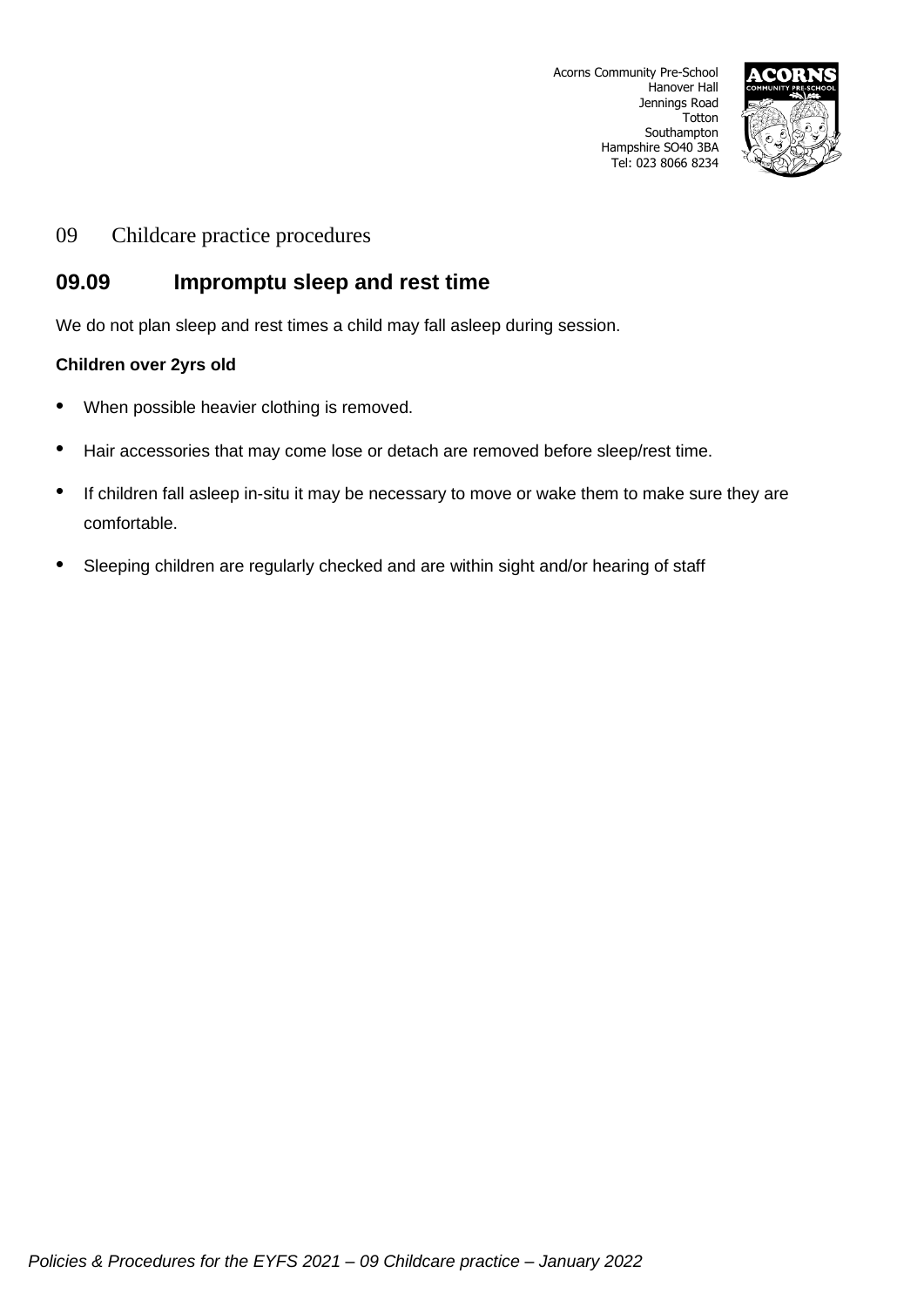Acorns Community Pre-School
Hanover Hall
Jennings Road
Totton
Southampton
Hampshire SO40 3BA
Tel: 023 8066 8234

09 Childcare practice procedures

## 09.09 Impromptu sleep and rest time

We do not plan sleep and rest times a child may fall asleep during session.

**Children over 2yrs old**

- When possible heavier clothing is removed.
- Hair accessories that may come lose or detach are removed before sleep/rest time.
- If children fall asleep in-situ it may be necessary to move or wake them to make sure they are comfortable.
- Sleeping children are regularly checked and are within sight and/or hearing of staff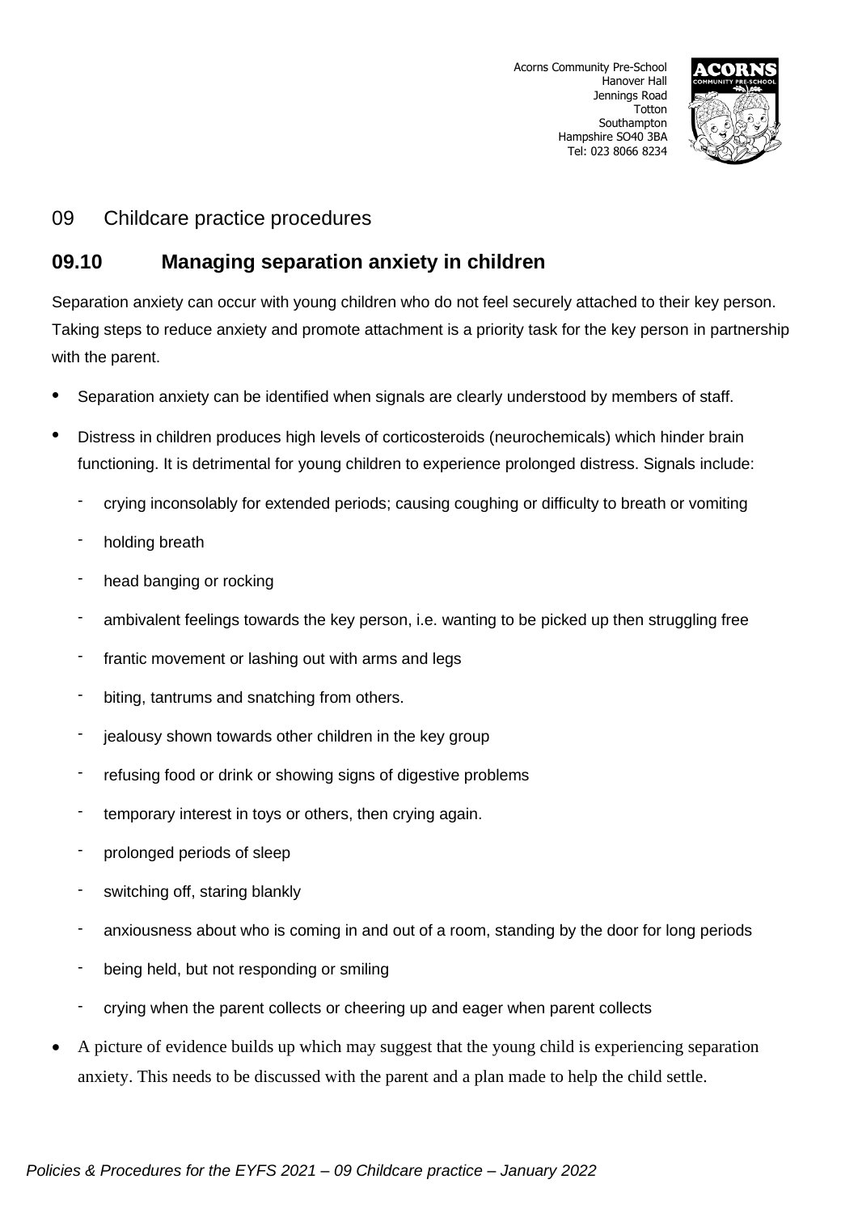Acorns Community Pre-School
Hanover Hall
Jennings Road
Totton
Southampton
Hampshire SO40 3BA
Tel: 023 8066 8234

## 09 Childcare practice procedures

## 09.10 Managing separation anxiety in children

Separation anxiety can occur with young children who do not feel securely attached to their key person. Taking steps to reduce anxiety and promote attachment is a priority task for the key person in partnership with the parent.

- Separation anxiety can be identified when signals are clearly understood by members of staff.
- Distress in children produces high levels of corticosteroids (neurochemicals) which hinder brain functioning. It is detrimental for young children to experience prolonged distress. Signals include:
  - crying inconsolably for extended periods; causing coughing or difficulty to breath or vomiting
  - holding breath
  - head banging or rocking
  - ambivalent feelings towards the key person, i.e. wanting to be picked up then struggling free
  - frantic movement or lashing out with arms and legs
  - biting, tantrums and snatching from others.
  - jealousy shown towards other children in the key group
  - refusing food or drink or showing signs of digestive problems
  - temporary interest in toys or others, then crying again.
  - prolonged periods of sleep
  - switching off, staring blankly
  - anxiousness about who is coming in and out of a room, standing by the door for long periods
  - being held, but not responding or smiling
  - crying when the parent collects or cheering up and eager when parent collects
- A picture of evidence builds up which may suggest that the young child is experiencing separation anxiety. This needs to be discussed with the parent and a plan made to help the child settle.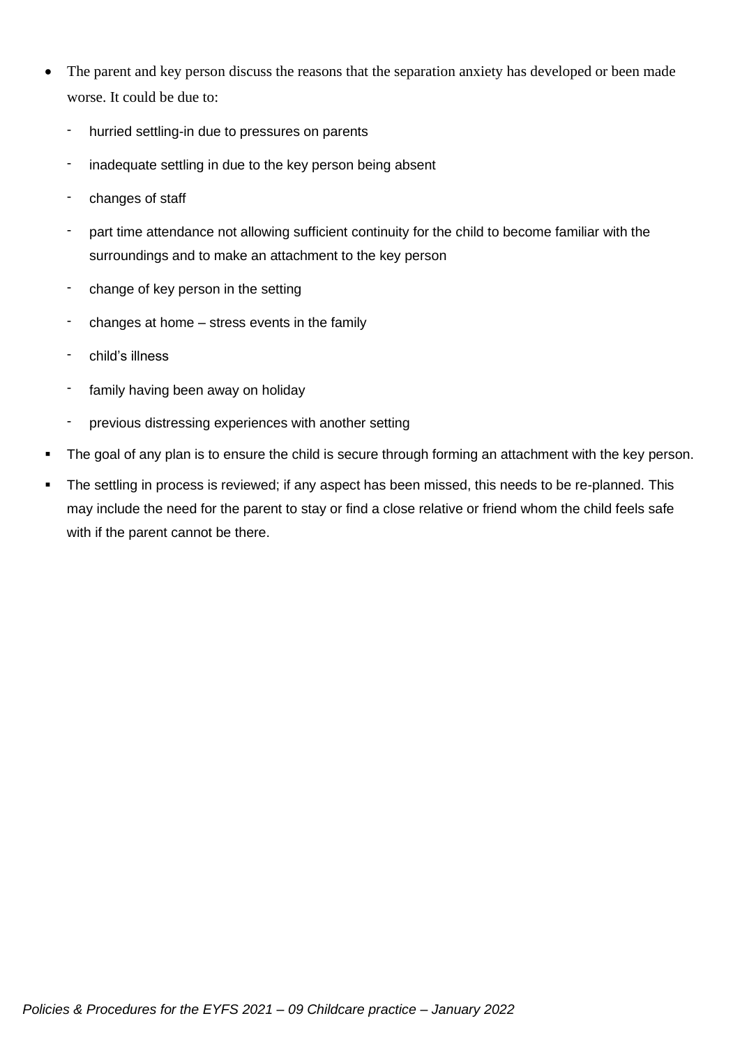- The parent and key person discuss the reasons that the separation anxiety has developed or been made worse. It could be due to:
  - hurried settling-in due to pressures on parents
  - inadequate settling in due to the key person being absent
  - changes of staff
  - part time attendance not allowing sufficient continuity for the child to become familiar with the surroundings and to make an attachment to the key person
  - change of key person in the setting
  - changes at home – stress events in the family
  - child's illness
  - family having been away on holiday
  - previous distressing experiences with another setting
- The goal of any plan is to ensure the child is secure through forming an attachment with the key person.
- The settling in process is reviewed; if any aspect has been missed, this needs to be re-planned. This may include the need for the parent to stay or find a close relative or friend whom the child feels safe with if the parent cannot be there.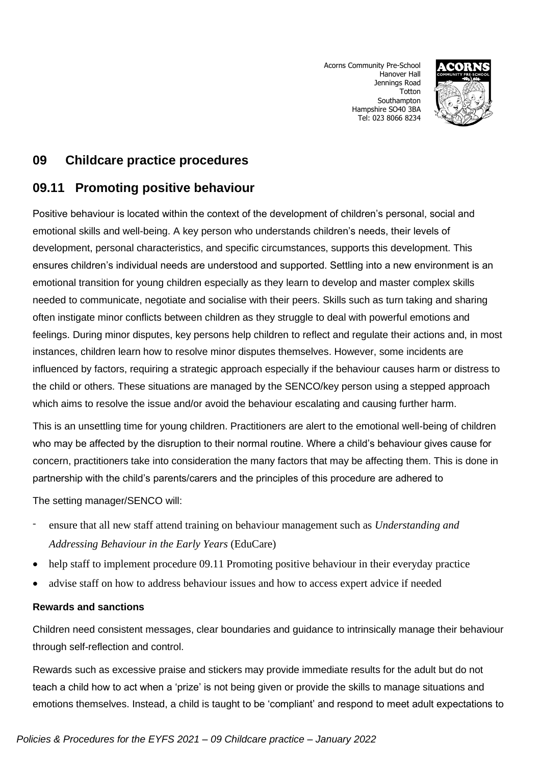Acorns Community Pre-School
Hanover Hall
Jennings Road
Totton
Southampton
Hampshire SO40 3BA
Tel: 023 8066 8234

## 09 Childcare practice procedures

## 09.11 Promoting positive behaviour

Positive behaviour is located within the context of the development of children's personal, social and emotional skills and well-being. A key person who understands children's needs, their levels of development, personal characteristics, and specific circumstances, supports this development. This ensures children's individual needs are understood and supported. Settling into a new environment is an emotional transition for young children especially as they learn to develop and master complex skills needed to communicate, negotiate and socialise with their peers. Skills such as turn taking and sharing often instigate minor conflicts between children as they struggle to deal with powerful emotions and feelings. During minor disputes, key persons help children to reflect and regulate their actions and, in most instances, children learn how to resolve minor disputes themselves. However, some incidents are influenced by factors, requiring a strategic approach especially if the behaviour causes harm or distress to the child or others. These situations are managed by the SENCO/key person using a stepped approach which aims to resolve the issue and/or avoid the behaviour escalating and causing further harm.

This is an unsettling time for young children. Practitioners are alert to the emotional well-being of children who may be affected by the disruption to their normal routine. Where a child's behaviour gives cause for concern, practitioners take into consideration the many factors that may be affecting them. This is done in partnership with the child's parents/carers and the principles of this procedure are adhered to

The setting manager/SENCO will:

- ensure that all new staff attend training on behaviour management such as *Understanding and Addressing Behaviour in the Early Years* (EduCare)
- help staff to implement procedure 09.11 Promoting positive behaviour in their everyday practice
- advise staff on how to address behaviour issues and how to access expert advice if needed

**Rewards and sanctions**

Children need consistent messages, clear boundaries and guidance to intrinsically manage their behaviour through self-reflection and control.

Rewards such as excessive praise and stickers may provide immediate results for the adult but do not teach a child how to act when a 'prize' is not being given or provide the skills to manage situations and emotions themselves. Instead, a child is taught to be 'compliant' and respond to meet adult expectations to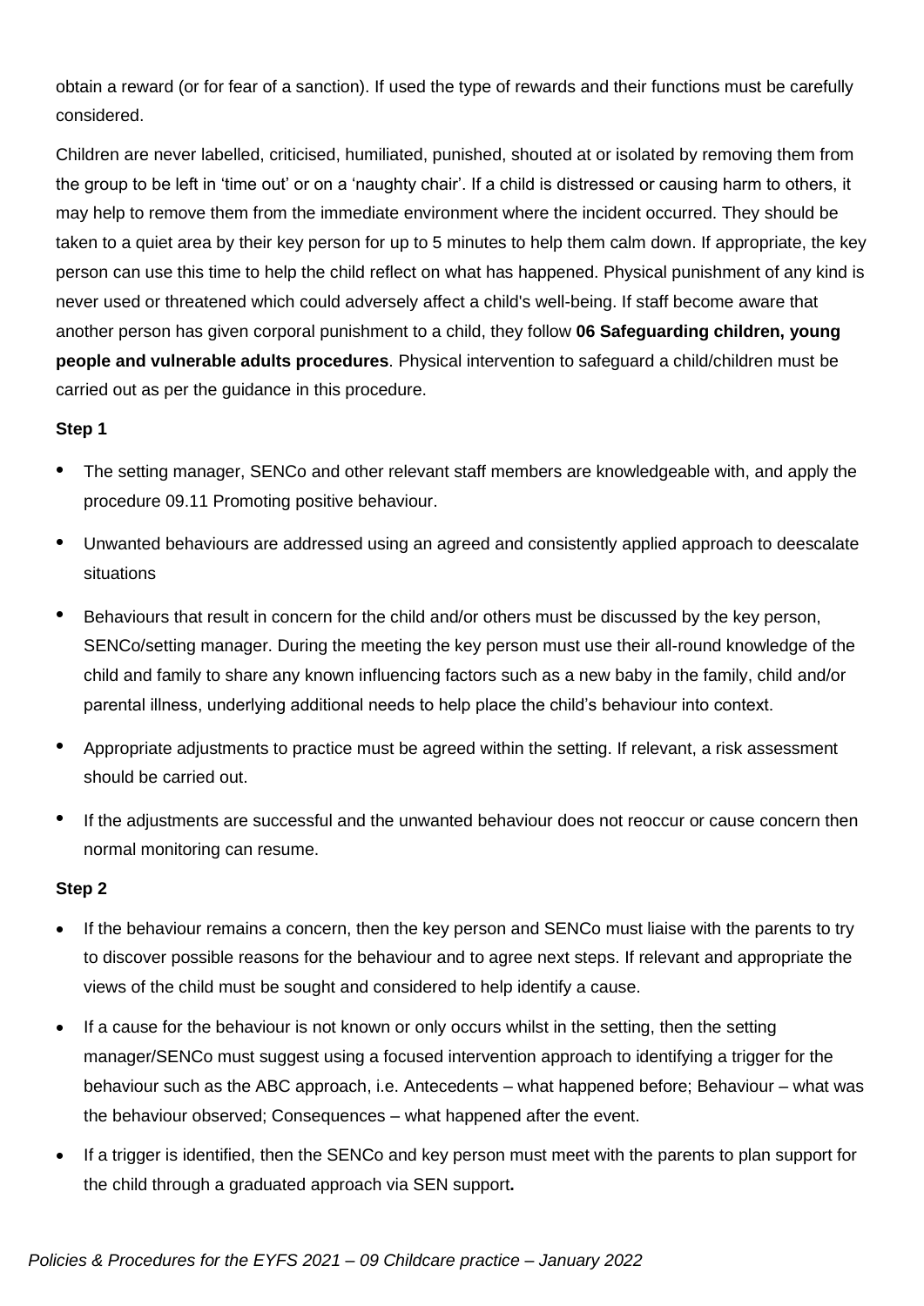obtain a reward (or for fear of a sanction). If used the type of rewards and their functions must be carefully considered.

Children are never labelled, criticised, humiliated, punished, shouted at or isolated by removing them from the group to be left in 'time out' or on a 'naughty chair'. If a child is distressed or causing harm to others, it may help to remove them from the immediate environment where the incident occurred. They should be taken to a quiet area by their key person for up to 5 minutes to help them calm down. If appropriate, the key person can use this time to help the child reflect on what has happened. Physical punishment of any kind is never used or threatened which could adversely affect a child's well-being. If staff become aware that another person has given corporal punishment to a child, they follow **06 Safeguarding children, young people and vulnerable adults procedures**. Physical intervention to safeguard a child/children must be carried out as per the guidance in this procedure.

**Step 1**

- The setting manager, SENCo and other relevant staff members are knowledgeable with, and apply the procedure 09.11 Promoting positive behaviour.
- Unwanted behaviours are addressed using an agreed and consistently applied approach to deescalate situations
- Behaviours that result in concern for the child and/or others must be discussed by the key person, SENCo/setting manager. During the meeting the key person must use their all-round knowledge of the child and family to share any known influencing factors such as a new baby in the family, child and/or parental illness, underlying additional needs to help place the child's behaviour into context.
- Appropriate adjustments to practice must be agreed within the setting. If relevant, a risk assessment should be carried out.
- If the adjustments are successful and the unwanted behaviour does not reoccur or cause concern then normal monitoring can resume.

**Step 2**

- If the behaviour remains a concern, then the key person and SENCo must liaise with the parents to try to discover possible reasons for the behaviour and to agree next steps. If relevant and appropriate the views of the child must be sought and considered to help identify a cause.
- If a cause for the behaviour is not known or only occurs whilst in the setting, then the setting manager/SENCo must suggest using a focused intervention approach to identifying a trigger for the behaviour such as the ABC approach, i.e. Antecedents – what happened before; Behaviour – what was the behaviour observed; Consequences – what happened after the event.
- If a trigger is identified, then the SENCo and key person must meet with the parents to plan support for the child through a graduated approach via SEN support**.**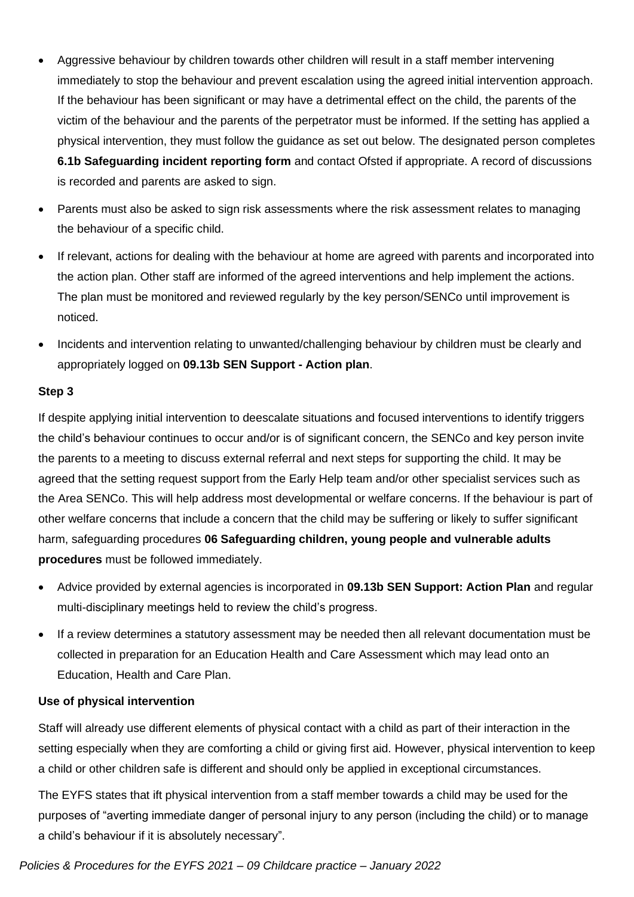- Aggressive behaviour by children towards other children will result in a staff member intervening immediately to stop the behaviour and prevent escalation using the agreed initial intervention approach. If the behaviour has been significant or may have a detrimental effect on the child, the parents of the victim of the behaviour and the parents of the perpetrator must be informed. If the setting has applied a physical intervention, they must follow the guidance as set out below. The designated person completes **6.1b Safeguarding incident reporting form** and contact Ofsted if appropriate. A record of discussions is recorded and parents are asked to sign.
- Parents must also be asked to sign risk assessments where the risk assessment relates to managing the behaviour of a specific child.
- If relevant, actions for dealing with the behaviour at home are agreed with parents and incorporated into the action plan. Other staff are informed of the agreed interventions and help implement the actions. The plan must be monitored and reviewed regularly by the key person/SENCo until improvement is noticed.
- Incidents and intervention relating to unwanted/challenging behaviour by children must be clearly and appropriately logged on **09.13b SEN Support - Action plan**.

**Step 3**

If despite applying initial intervention to deescalate situations and focused interventions to identify triggers the child's behaviour continues to occur and/or is of significant concern, the SENCo and key person invite the parents to a meeting to discuss external referral and next steps for supporting the child. It may be agreed that the setting request support from the Early Help team and/or other specialist services such as the Area SENCo. This will help address most developmental or welfare concerns. If the behaviour is part of other welfare concerns that include a concern that the child may be suffering or likely to suffer significant harm, safeguarding procedures **06 Safeguarding children, young people and vulnerable adults procedures** must be followed immediately.

- Advice provided by external agencies is incorporated in **09.13b SEN Support: Action Plan** and regular multi-disciplinary meetings held to review the child's progress.
- If a review determines a statutory assessment may be needed then all relevant documentation must be collected in preparation for an Education Health and Care Assessment which may lead onto an Education, Health and Care Plan.

**Use of physical intervention**

Staff will already use different elements of physical contact with a child as part of their interaction in the setting especially when they are comforting a child or giving first aid. However, physical intervention to keep a child or other children safe is different and should only be applied in exceptional circumstances.

The EYFS states that ift physical intervention from a staff member towards a child may be used for the purposes of "averting immediate danger of personal injury to any person (including the child) or to manage a child's behaviour if it is absolutely necessary".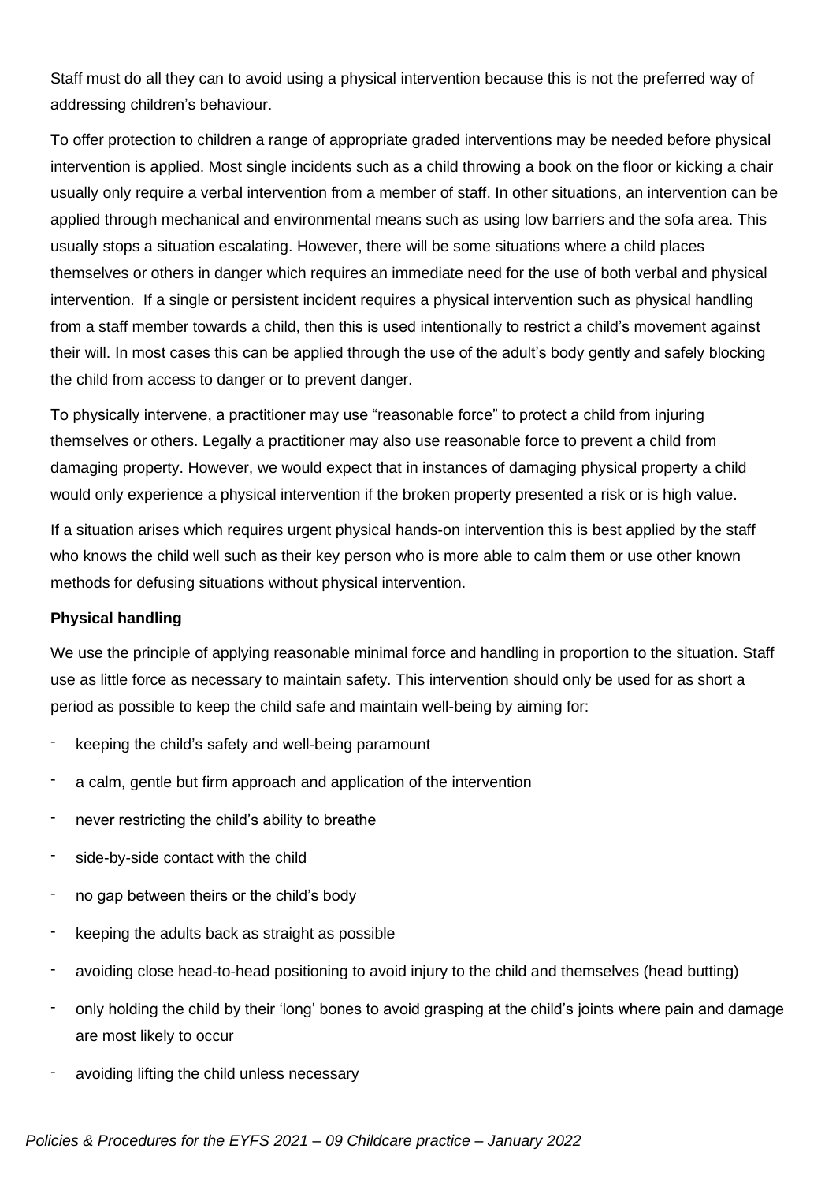Staff must do all they can to avoid using a physical intervention because this is not the preferred way of addressing children's behaviour.

To offer protection to children a range of appropriate graded interventions may be needed before physical intervention is applied. Most single incidents such as a child throwing a book on the floor or kicking a chair usually only require a verbal intervention from a member of staff. In other situations, an intervention can be applied through mechanical and environmental means such as using low barriers and the sofa area. This usually stops a situation escalating. However, there will be some situations where a child places themselves or others in danger which requires an immediate need for the use of both verbal and physical intervention. If a single or persistent incident requires a physical intervention such as physical handling from a staff member towards a child, then this is used intentionally to restrict a child's movement against their will. In most cases this can be applied through the use of the adult's body gently and safely blocking the child from access to danger or to prevent danger.

To physically intervene, a practitioner may use "reasonable force" to protect a child from injuring themselves or others. Legally a practitioner may also use reasonable force to prevent a child from damaging property. However, we would expect that in instances of damaging physical property a child would only experience a physical intervention if the broken property presented a risk or is high value.

If a situation arises which requires urgent physical hands-on intervention this is best applied by the staff who knows the child well such as their key person who is more able to calm them or use other known methods for defusing situations without physical intervention.

**Physical handling**

We use the principle of applying reasonable minimal force and handling in proportion to the situation. Staff use as little force as necessary to maintain safety. This intervention should only be used for as short a period as possible to keep the child safe and maintain well-being by aiming for:

- keeping the child's safety and well-being paramount
- a calm, gentle but firm approach and application of the intervention
- never restricting the child's ability to breathe
- side-by-side contact with the child
- no gap between theirs or the child's body
- keeping the adults back as straight as possible
- avoiding close head-to-head positioning to avoid injury to the child and themselves (head butting)
- only holding the child by their 'long' bones to avoid grasping at the child's joints where pain and damage are most likely to occur
- avoiding lifting the child unless necessary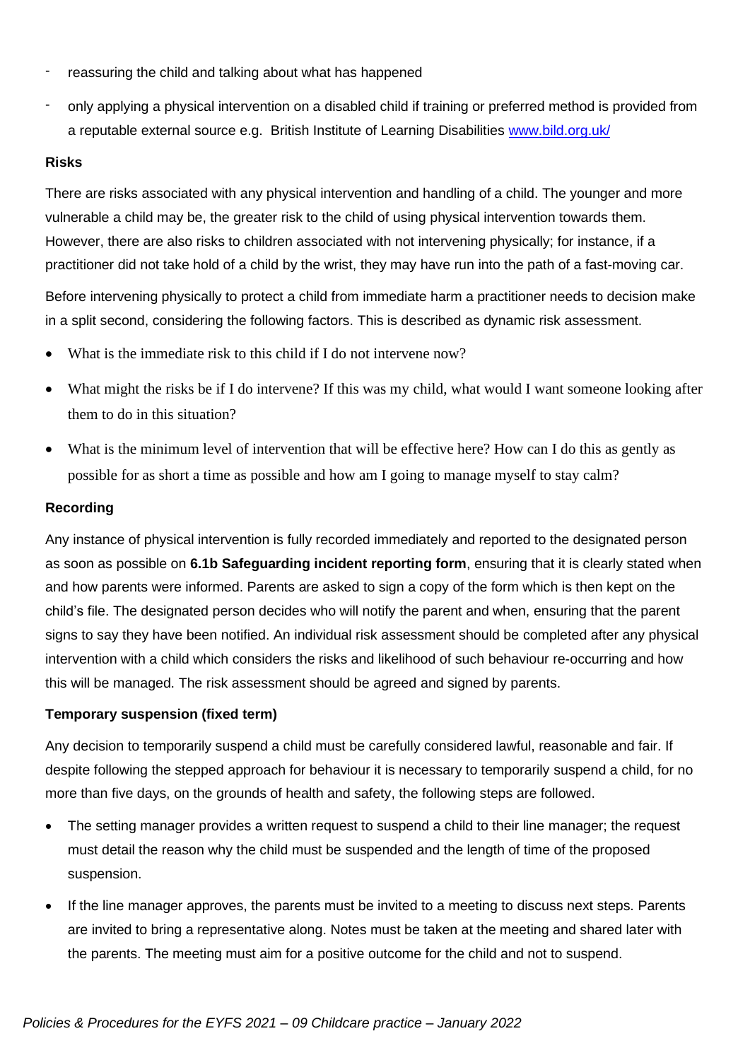- reassuring the child and talking about what has happened
- only applying a physical intervention on a disabled child if training or preferred method is provided from a reputable external source e.g. British Institute of Learning Disabilities [www.bild.org.uk/](http://www.bild.org.uk/)

**Risks**

There are risks associated with any physical intervention and handling of a child. The younger and more vulnerable a child may be, the greater risk to the child of using physical intervention towards them. However, there are also risks to children associated with not intervening physically; for instance, if a practitioner did not take hold of a child by the wrist, they may have run into the path of a fast-moving car.

Before intervening physically to protect a child from immediate harm a practitioner needs to decision make in a split second, considering the following factors. This is described as dynamic risk assessment.

- What is the immediate risk to this child if I do not intervene now?
- What might the risks be if I do intervene? If this was my child, what would I want someone looking after them to do in this situation?
- What is the minimum level of intervention that will be effective here? How can I do this as gently as possible for as short a time as possible and how am I going to manage myself to stay calm?

**Recording**

Any instance of physical intervention is fully recorded immediately and reported to the designated person as soon as possible on **6.1b Safeguarding incident reporting form**, ensuring that it is clearly stated when and how parents were informed. Parents are asked to sign a copy of the form which is then kept on the child's file. The designated person decides who will notify the parent and when, ensuring that the parent signs to say they have been notified. An individual risk assessment should be completed after any physical intervention with a child which considers the risks and likelihood of such behaviour re-occurring and how this will be managed. The risk assessment should be agreed and signed by parents.

**Temporary suspension (fixed term)**

Any decision to temporarily suspend a child must be carefully considered lawful, reasonable and fair. If despite following the stepped approach for behaviour it is necessary to temporarily suspend a child, for no more than five days, on the grounds of health and safety, the following steps are followed.

- The setting manager provides a written request to suspend a child to their line manager; the request must detail the reason why the child must be suspended and the length of time of the proposed suspension.
- If the line manager approves, the parents must be invited to a meeting to discuss next steps. Parents are invited to bring a representative along. Notes must be taken at the meeting and shared later with the parents. The meeting must aim for a positive outcome for the child and not to suspend.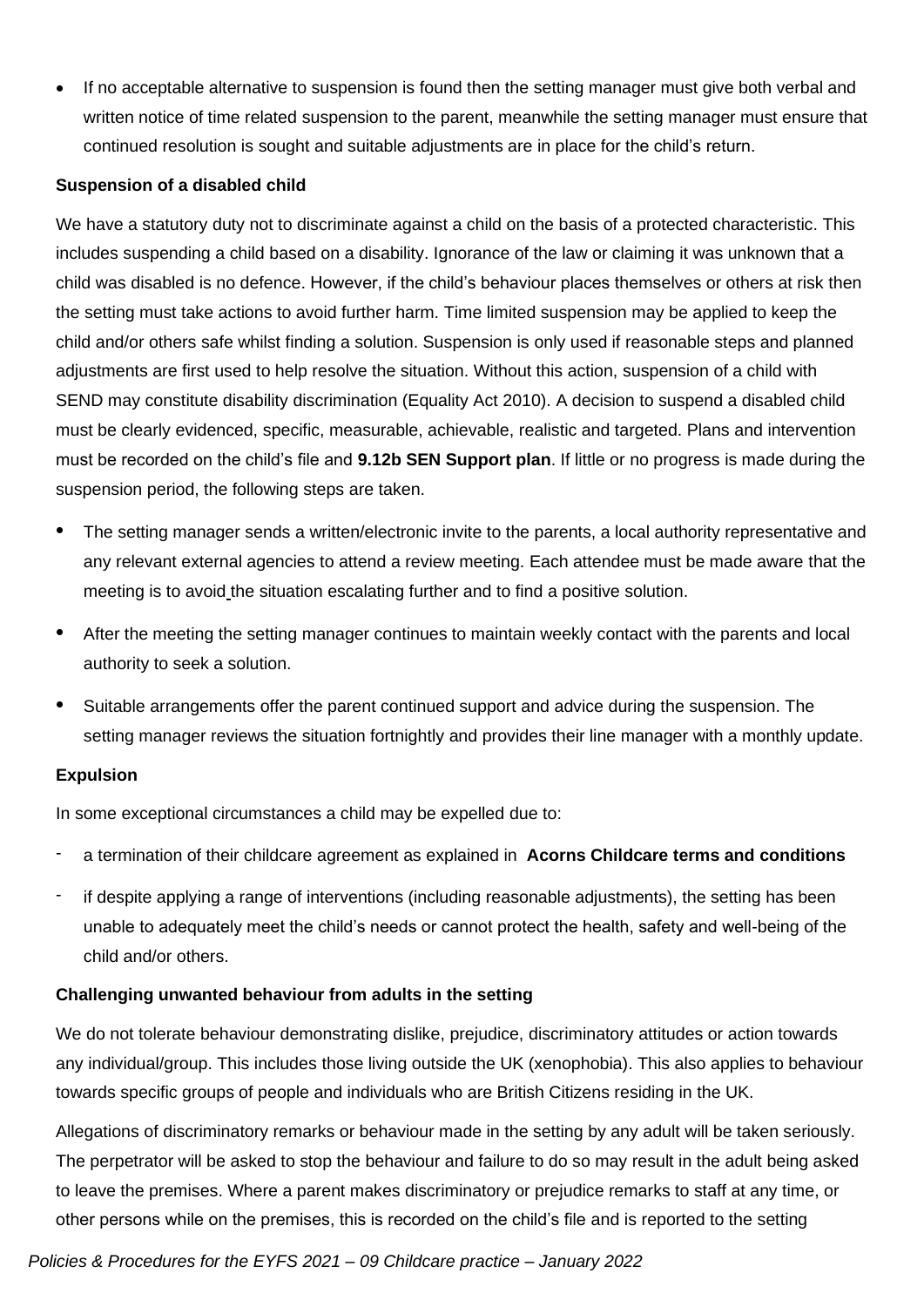- If no acceptable alternative to suspension is found then the setting manager must give both verbal and written notice of time related suspension to the parent, meanwhile the setting manager must ensure that continued resolution is sought and suitable adjustments are in place for the child's return.

**Suspension of a disabled child**

We have a statutory duty not to discriminate against a child on the basis of a protected characteristic. This includes suspending a child based on a disability. Ignorance of the law or claiming it was unknown that a child was disabled is no defence. However, if the child's behaviour places themselves or others at risk then the setting must take actions to avoid further harm. Time limited suspension may be applied to keep the child and/or others safe whilst finding a solution. Suspension is only used if reasonable steps and planned adjustments are first used to help resolve the situation. Without this action, suspension of a child with SEND may constitute disability discrimination (Equality Act 2010). A decision to suspend a disabled child must be clearly evidenced, specific, measurable, achievable, realistic and targeted. Plans and intervention must be recorded on the child's file and **9.12b SEN Support plan**. If little or no progress is made during the suspension period, the following steps are taken.

- The setting manager sends a written/electronic invite to the parents, a local authority representative and any relevant external agencies to attend a review meeting. Each attendee must be made aware that the meeting is to avoid the situation escalating further and to find a positive solution.
- After the meeting the setting manager continues to maintain weekly contact with the parents and local authority to seek a solution.
- Suitable arrangements offer the parent continued support and advice during the suspension. The setting manager reviews the situation fortnightly and provides their line manager with a monthly update.

**Expulsion**

In some exceptional circumstances a child may be expelled due to:

- a termination of their childcare agreement as explained in **Acorns Childcare terms and conditions**
- if despite applying a range of interventions (including reasonable adjustments), the setting has been unable to adequately meet the child's needs or cannot protect the health, safety and well-being of the child and/or others.

**Challenging unwanted behaviour from adults in the setting**

We do not tolerate behaviour demonstrating dislike, prejudice, discriminatory attitudes or action towards any individual/group. This includes those living outside the UK (xenophobia). This also applies to behaviour towards specific groups of people and individuals who are British Citizens residing in the UK.

Allegations of discriminatory remarks or behaviour made in the setting by any adult will be taken seriously. The perpetrator will be asked to stop the behaviour and failure to do so may result in the adult being asked to leave the premises. Where a parent makes discriminatory or prejudice remarks to staff at any time, or other persons while on the premises, this is recorded on the child's file and is reported to the setting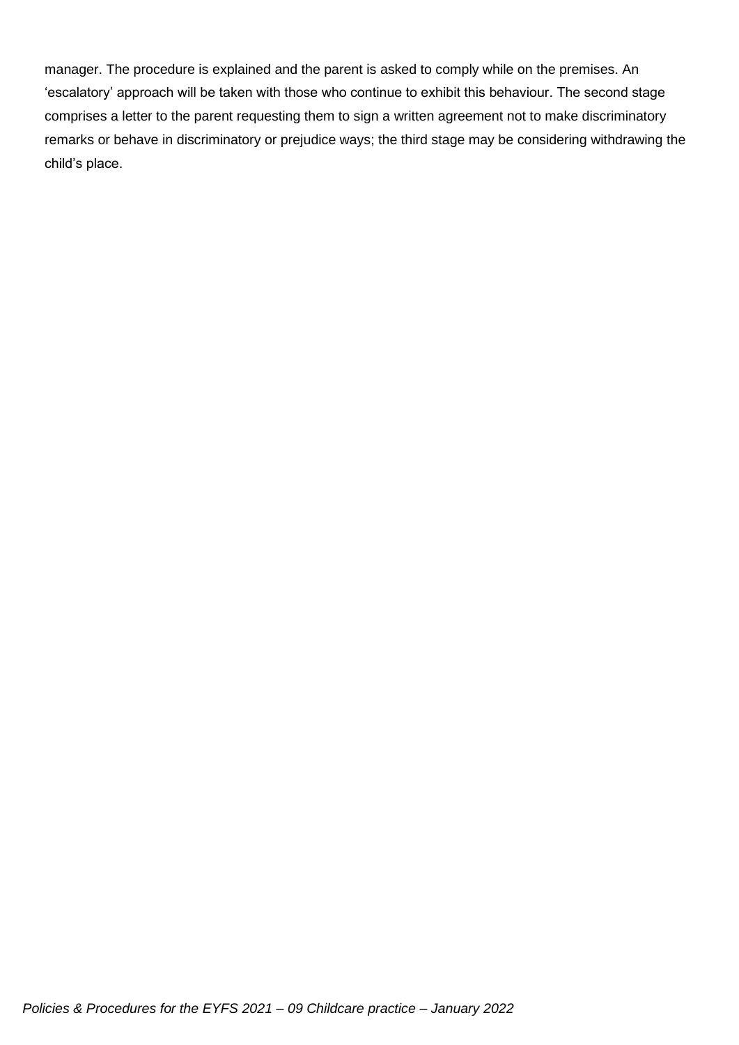manager. The procedure is explained and the parent is asked to comply while on the premises. An 'escalatory' approach will be taken with those who continue to exhibit this behaviour. The second stage comprises a letter to the parent requesting them to sign a written agreement not to make discriminatory remarks or behave in discriminatory or prejudice ways; the third stage may be considering withdrawing the child's place.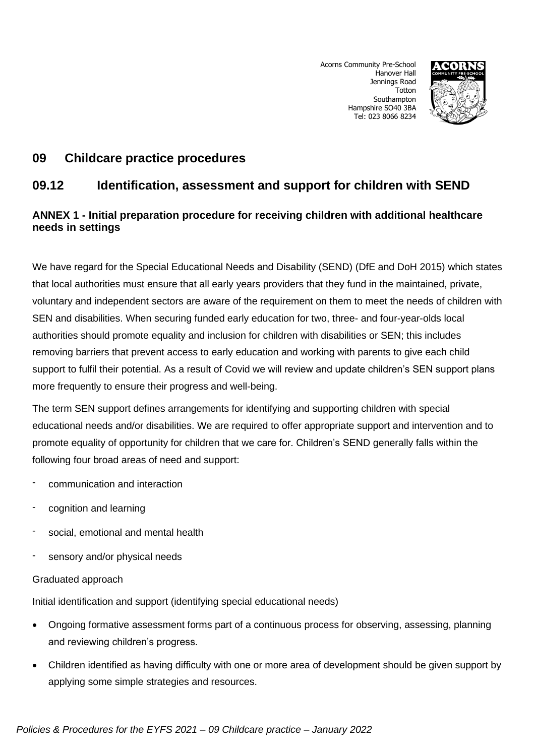Acorns Community Pre-School
Hanover Hall
Jennings Road
Totton
Southampton
Hampshire SO40 3BA
Tel: 023 8066 8234

## 09 Childcare practice procedures

## 09.12 Identification, assessment and support for children with SEND

### ANNEX 1 - Initial preparation procedure for receiving children with additional healthcare needs in settings

We have regard for the Special Educational Needs and Disability (SEND) (DfE and DoH 2015) which states that local authorities must ensure that all early years providers that they fund in the maintained, private, voluntary and independent sectors are aware of the requirement on them to meet the needs of children with SEN and disabilities. When securing funded early education for two, three- and four-year-olds local authorities should promote equality and inclusion for children with disabilities or SEN; this includes removing barriers that prevent access to early education and working with parents to give each child support to fulfil their potential. As a result of Covid we will review and update children's SEN support plans more frequently to ensure their progress and well-being.

The term SEN support defines arrangements for identifying and supporting children with special educational needs and/or disabilities. We are required to offer appropriate support and intervention and to promote equality of opportunity for children that we care for. Children's SEND generally falls within the following four broad areas of need and support:

- communication and interaction
- cognition and learning
- social, emotional and mental health
- sensory and/or physical needs

Graduated approach

Initial identification and support (identifying special educational needs)

- Ongoing formative assessment forms part of a continuous process for observing, assessing, planning and reviewing children's progress.
- Children identified as having difficulty with one or more area of development should be given support by applying some simple strategies and resources.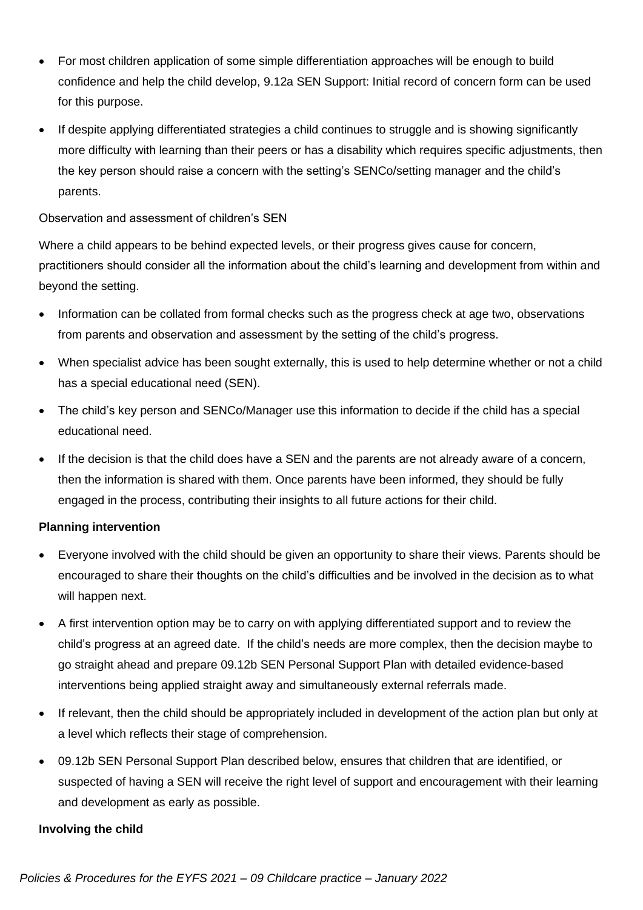- For most children application of some simple differentiation approaches will be enough to build confidence and help the child develop, 9.12a SEN Support: Initial record of concern form can be used for this purpose.
- If despite applying differentiated strategies a child continues to struggle and is showing significantly more difficulty with learning than their peers or has a disability which requires specific adjustments, then the key person should raise a concern with the setting's SENCo/setting manager and the child's parents.

Observation and assessment of children's SEN

Where a child appears to be behind expected levels, or their progress gives cause for concern, practitioners should consider all the information about the child's learning and development from within and beyond the setting.

- Information can be collated from formal checks such as the progress check at age two, observations from parents and observation and assessment by the setting of the child's progress.
- When specialist advice has been sought externally, this is used to help determine whether or not a child has a special educational need (SEN).
- The child's key person and SENCo/Manager use this information to decide if the child has a special educational need.
- If the decision is that the child does have a SEN and the parents are not already aware of a concern, then the information is shared with them. Once parents have been informed, they should be fully engaged in the process, contributing their insights to all future actions for their child.

**Planning intervention**

- Everyone involved with the child should be given an opportunity to share their views. Parents should be encouraged to share their thoughts on the child's difficulties and be involved in the decision as to what will happen next.
- A first intervention option may be to carry on with applying differentiated support and to review the child's progress at an agreed date. If the child's needs are more complex, then the decision maybe to go straight ahead and prepare 09.12b SEN Personal Support Plan with detailed evidence-based interventions being applied straight away and simultaneously external referrals made.
- If relevant, then the child should be appropriately included in development of the action plan but only at a level which reflects their stage of comprehension.
- 09.12b SEN Personal Support Plan described below, ensures that children that are identified, or suspected of having a SEN will receive the right level of support and encouragement with their learning and development as early as possible.

**Involving the child**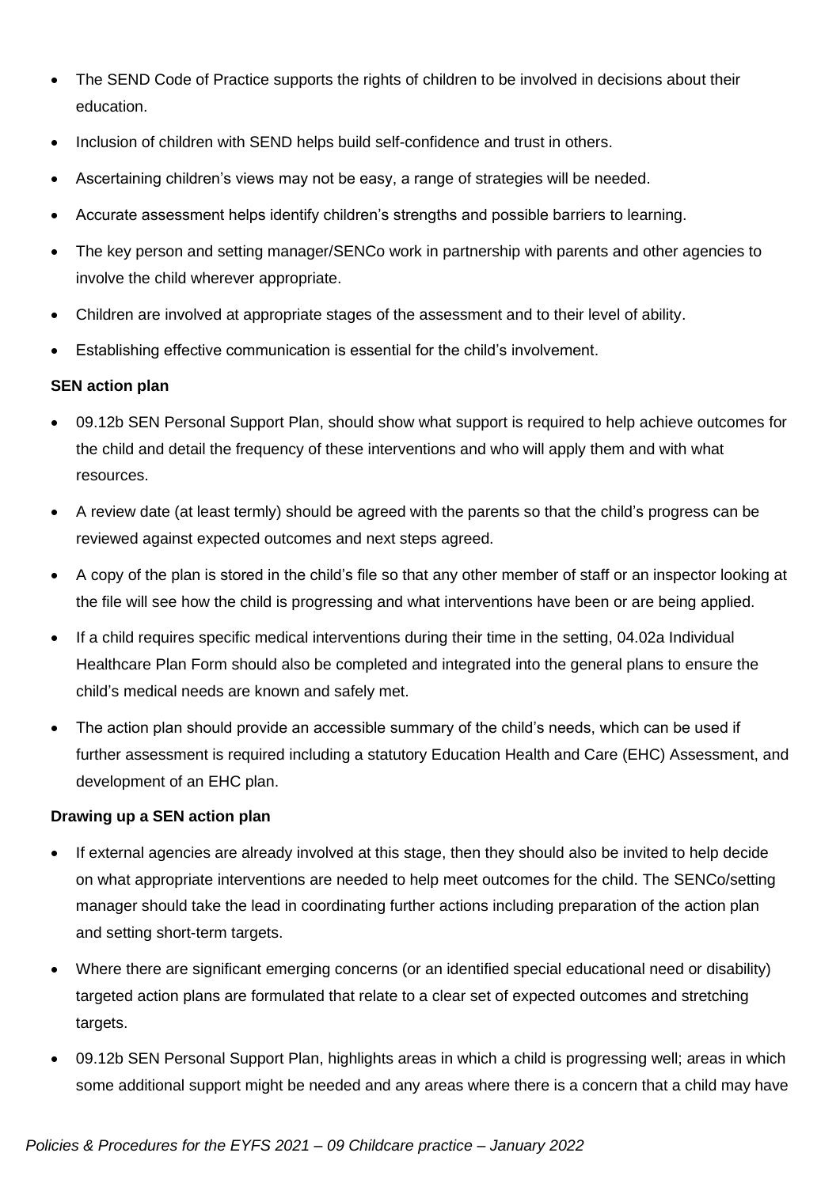- The SEND Code of Practice supports the rights of children to be involved in decisions about their education.
- Inclusion of children with SEND helps build self-confidence and trust in others.
- Ascertaining children's views may not be easy, a range of strategies will be needed.
- Accurate assessment helps identify children's strengths and possible barriers to learning.
- The key person and setting manager/SENCo work in partnership with parents and other agencies to involve the child wherever appropriate.
- Children are involved at appropriate stages of the assessment and to their level of ability.
- Establishing effective communication is essential for the child's involvement.

**SEN action plan**

- 09.12b SEN Personal Support Plan, should show what support is required to help achieve outcomes for the child and detail the frequency of these interventions and who will apply them and with what resources.
- A review date (at least termly) should be agreed with the parents so that the child's progress can be reviewed against expected outcomes and next steps agreed.
- A copy of the plan is stored in the child's file so that any other member of staff or an inspector looking at the file will see how the child is progressing and what interventions have been or are being applied.
- If a child requires specific medical interventions during their time in the setting, 04.02a Individual Healthcare Plan Form should also be completed and integrated into the general plans to ensure the child's medical needs are known and safely met.
- The action plan should provide an accessible summary of the child's needs, which can be used if further assessment is required including a statutory Education Health and Care (EHC) Assessment, and development of an EHC plan.

**Drawing up a SEN action plan**

- If external agencies are already involved at this stage, then they should also be invited to help decide on what appropriate interventions are needed to help meet outcomes for the child. The SENCo/setting manager should take the lead in coordinating further actions including preparation of the action plan and setting short-term targets.
- Where there are significant emerging concerns (or an identified special educational need or disability) targeted action plans are formulated that relate to a clear set of expected outcomes and stretching targets.
- 09.12b SEN Personal Support Plan, highlights areas in which a child is progressing well; areas in which some additional support might be needed and any areas where there is a concern that a child may have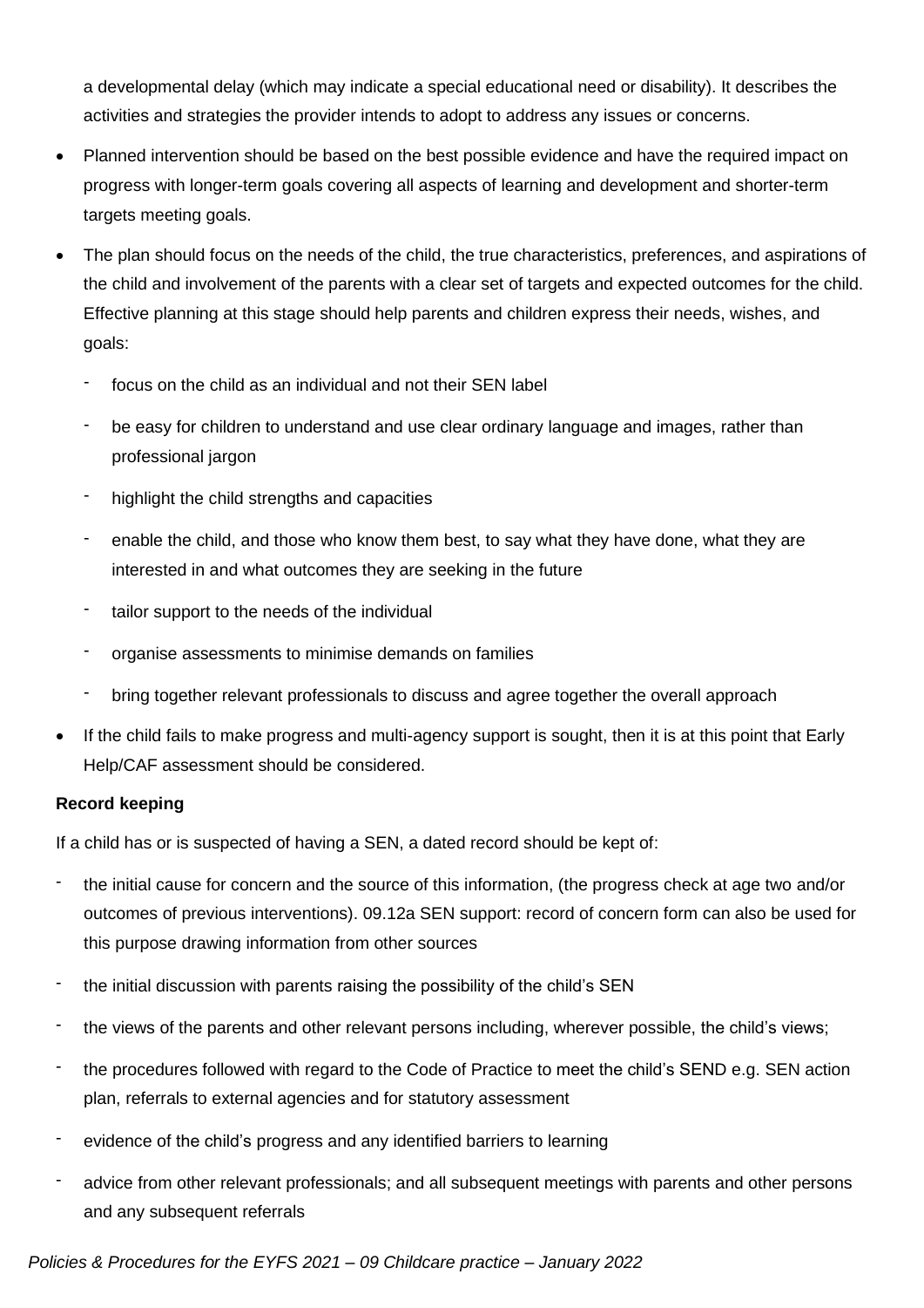a developmental delay (which may indicate a special educational need or disability). It describes the activities and strategies the provider intends to adopt to address any issues or concerns.

- Planned intervention should be based on the best possible evidence and have the required impact on progress with longer-term goals covering all aspects of learning and development and shorter-term targets meeting goals.
- The plan should focus on the needs of the child, the true characteristics, preferences, and aspirations of the child and involvement of the parents with a clear set of targets and expected outcomes for the child. Effective planning at this stage should help parents and children express their needs, wishes, and goals:
  - focus on the child as an individual and not their SEN label
  - be easy for children to understand and use clear ordinary language and images, rather than professional jargon
  - highlight the child strengths and capacities
  - enable the child, and those who know them best, to say what they have done, what they are interested in and what outcomes they are seeking in the future
  - tailor support to the needs of the individual
  - organise assessments to minimise demands on families
  - bring together relevant professionals to discuss and agree together the overall approach
- If the child fails to make progress and multi-agency support is sought, then it is at this point that Early Help/CAF assessment should be considered.

**Record keeping**

If a child has or is suspected of having a SEN, a dated record should be kept of:

- the initial cause for concern and the source of this information, (the progress check at age two and/or outcomes of previous interventions). 09.12a SEN support: record of concern form can also be used for this purpose drawing information from other sources
- the initial discussion with parents raising the possibility of the child's SEN
- the views of the parents and other relevant persons including, wherever possible, the child's views;
- the procedures followed with regard to the Code of Practice to meet the child's SEND e.g. SEN action plan, referrals to external agencies and for statutory assessment
- evidence of the child's progress and any identified barriers to learning
- advice from other relevant professionals; and all subsequent meetings with parents and other persons and any subsequent referrals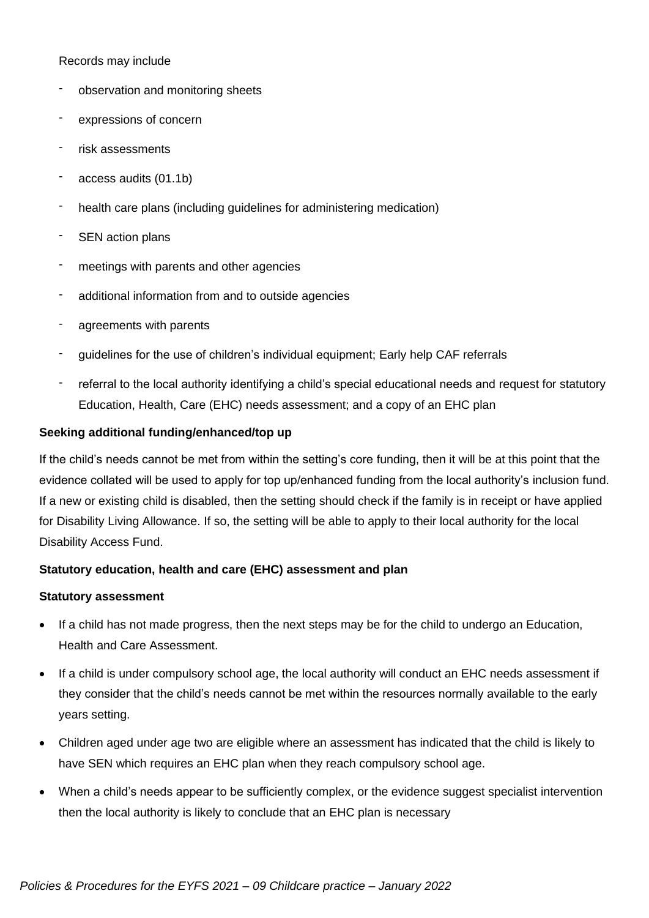Records may include

- observation and monitoring sheets
- expressions of concern
- risk assessments
- access audits (01.1b)
- health care plans (including guidelines for administering medication)
- SEN action plans
- meetings with parents and other agencies
- additional information from and to outside agencies
- agreements with parents
- guidelines for the use of children's individual equipment; Early help CAF referrals
- referral to the local authority identifying a child's special educational needs and request for statutory Education, Health, Care (EHC) needs assessment; and a copy of an EHC plan

**Seeking additional funding/enhanced/top up**

If the child's needs cannot be met from within the setting's core funding, then it will be at this point that the evidence collated will be used to apply for top up/enhanced funding from the local authority's inclusion fund. If a new or existing child is disabled, then the setting should check if the family is in receipt or have applied for Disability Living Allowance. If so, the setting will be able to apply to their local authority for the local Disability Access Fund.

**Statutory education, health and care (EHC) assessment and plan**

**Statutory assessment**

- If a child has not made progress, then the next steps may be for the child to undergo an Education, Health and Care Assessment.
- If a child is under compulsory school age, the local authority will conduct an EHC needs assessment if they consider that the child's needs cannot be met within the resources normally available to the early years setting.
- Children aged under age two are eligible where an assessment has indicated that the child is likely to have SEN which requires an EHC plan when they reach compulsory school age.
- When a child's needs appear to be sufficiently complex, or the evidence suggest specialist intervention then the local authority is likely to conclude that an EHC plan is necessary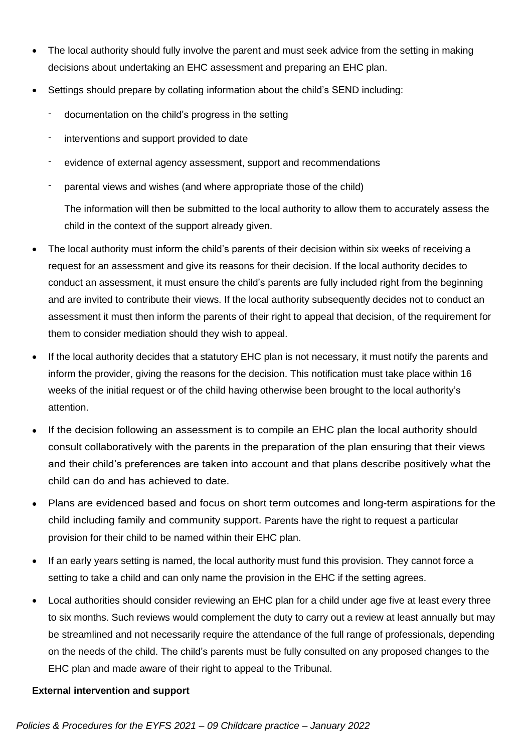- The local authority should fully involve the parent and must seek advice from the setting in making decisions about undertaking an EHC assessment and preparing an EHC plan.
- Settings should prepare by collating information about the child's SEND including:
  - documentation on the child's progress in the setting
  - interventions and support provided to date
  - evidence of external agency assessment, support and recommendations
  - parental views and wishes (and where appropriate those of the child)

  The information will then be submitted to the local authority to allow them to accurately assess the child in the context of the support already given.
- The local authority must inform the child's parents of their decision within six weeks of receiving a request for an assessment and give its reasons for their decision. If the local authority decides to conduct an assessment, it must ensure the child's parents are fully included right from the beginning and are invited to contribute their views. If the local authority subsequently decides not to conduct an assessment it must then inform the parents of their right to appeal that decision, of the requirement for them to consider mediation should they wish to appeal.
- If the local authority decides that a statutory EHC plan is not necessary, it must notify the parents and inform the provider, giving the reasons for the decision. This notification must take place within 16 weeks of the initial request or of the child having otherwise been brought to the local authority's attention.
- If the decision following an assessment is to compile an EHC plan the local authority should consult collaboratively with the parents in the preparation of the plan ensuring that their views and their child's preferences are taken into account and that plans describe positively what the child can do and has achieved to date.
- Plans are evidenced based and focus on short term outcomes and long-term aspirations for the child including family and community support. Parents have the right to request a particular provision for their child to be named within their EHC plan.
- If an early years setting is named, the local authority must fund this provision. They cannot force a setting to take a child and can only name the provision in the EHC if the setting agrees.
- Local authorities should consider reviewing an EHC plan for a child under age five at least every three to six months. Such reviews would complement the duty to carry out a review at least annually but may be streamlined and not necessarily require the attendance of the full range of professionals, depending on the needs of the child. The child's parents must be fully consulted on any proposed changes to the EHC plan and made aware of their right to appeal to the Tribunal.

**External intervention and support**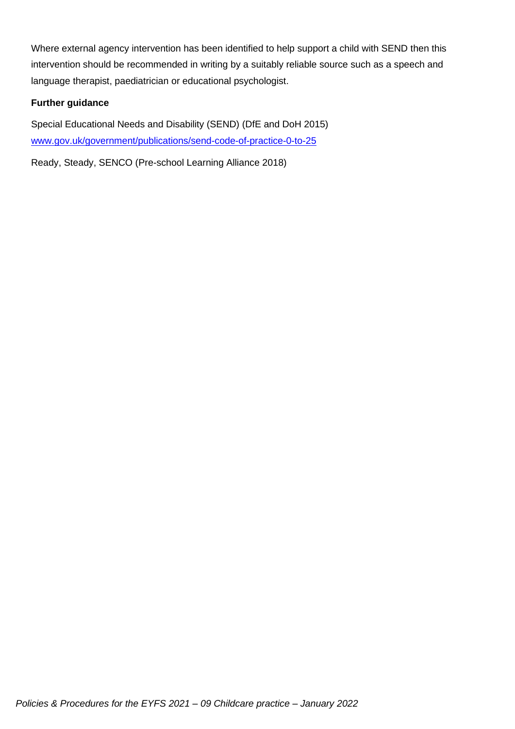Where external agency intervention has been identified to help support a child with SEND then this intervention should be recommended in writing by a suitably reliable source such as a speech and language therapist, paediatrician or educational psychologist.

**Further guidance**

Special Educational Needs and Disability (SEND) (DfE and DoH 2015)
[www.gov.uk/government/publications/send-code-of-practice-0-to-25](http://www.gov.uk/government/publications/send-code-of-practice-0-to-25)

Ready, Steady, SENCO (Pre-school Learning Alliance 2018)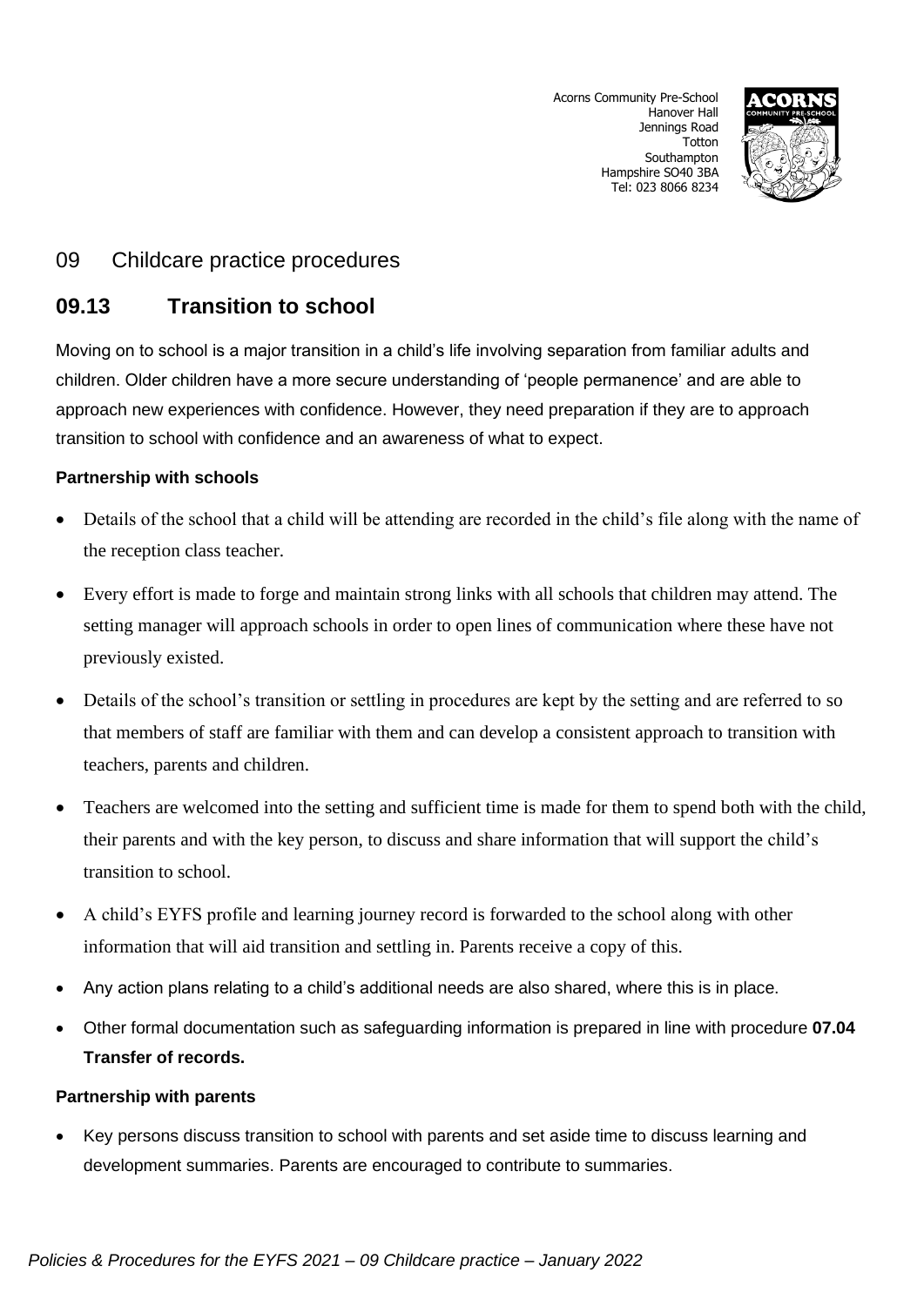Acorns Community Pre-School
Hanover Hall
Jennings Road
Totton
Southampton
Hampshire SO40 3BA
Tel: 023 8066 8234

## 09 Childcare practice procedures

## 09.13 Transition to school

Moving on to school is a major transition in a child's life involving separation from familiar adults and children. Older children have a more secure understanding of 'people permanence' and are able to approach new experiences with confidence. However, they need preparation if they are to approach transition to school with confidence and an awareness of what to expect.

**Partnership with schools**

- Details of the school that a child will be attending are recorded in the child's file along with the name of the reception class teacher.
- Every effort is made to forge and maintain strong links with all schools that children may attend. The setting manager will approach schools in order to open lines of communication where these have not previously existed.
- Details of the school's transition or settling in procedures are kept by the setting and are referred to so that members of staff are familiar with them and can develop a consistent approach to transition with teachers, parents and children.
- Teachers are welcomed into the setting and sufficient time is made for them to spend both with the child, their parents and with the key person, to discuss and share information that will support the child's transition to school.
- A child's EYFS profile and learning journey record is forwarded to the school along with other information that will aid transition and settling in. Parents receive a copy of this.
- Any action plans relating to a child's additional needs are also shared, where this is in place.
- Other formal documentation such as safeguarding information is prepared in line with procedure **07.04 Transfer of records.**

**Partnership with parents**

- Key persons discuss transition to school with parents and set aside time to discuss learning and development summaries. Parents are encouraged to contribute to summaries.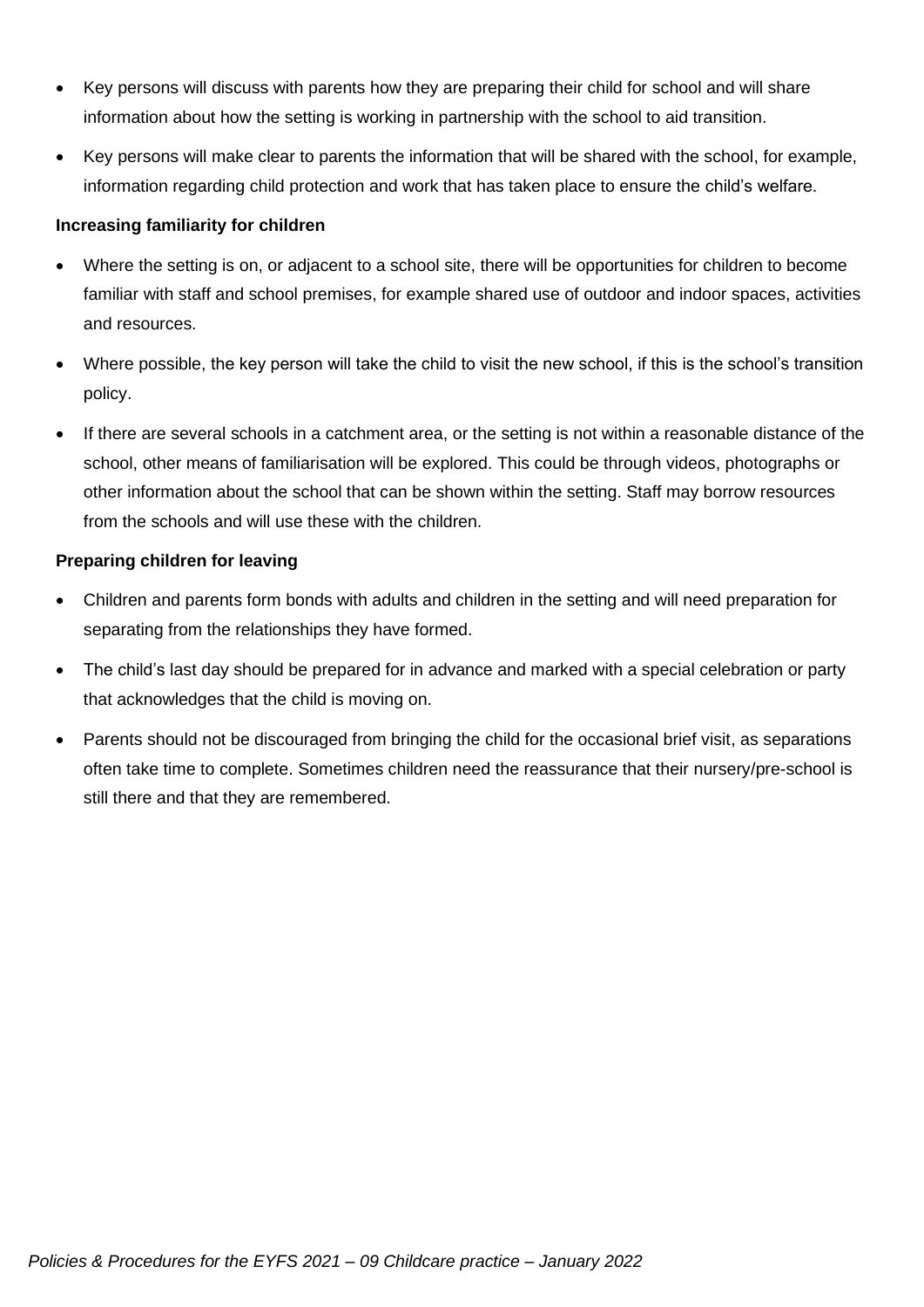- Key persons will discuss with parents how they are preparing their child for school and will share information about how the setting is working in partnership with the school to aid transition.
- Key persons will make clear to parents the information that will be shared with the school, for example, information regarding child protection and work that has taken place to ensure the child's welfare.

**Increasing familiarity for children**

- Where the setting is on, or adjacent to a school site, there will be opportunities for children to become familiar with staff and school premises, for example shared use of outdoor and indoor spaces, activities and resources.
- Where possible, the key person will take the child to visit the new school, if this is the school's transition policy.
- If there are several schools in a catchment area, or the setting is not within a reasonable distance of the school, other means of familiarisation will be explored. This could be through videos, photographs or other information about the school that can be shown within the setting. Staff may borrow resources from the schools and will use these with the children.

**Preparing children for leaving**

- Children and parents form bonds with adults and children in the setting and will need preparation for separating from the relationships they have formed.
- The child's last day should be prepared for in advance and marked with a special celebration or party that acknowledges that the child is moving on.
- Parents should not be discouraged from bringing the child for the occasional brief visit, as separations often take time to complete. Sometimes children need the reassurance that their nursery/pre-school is still there and that they are remembered.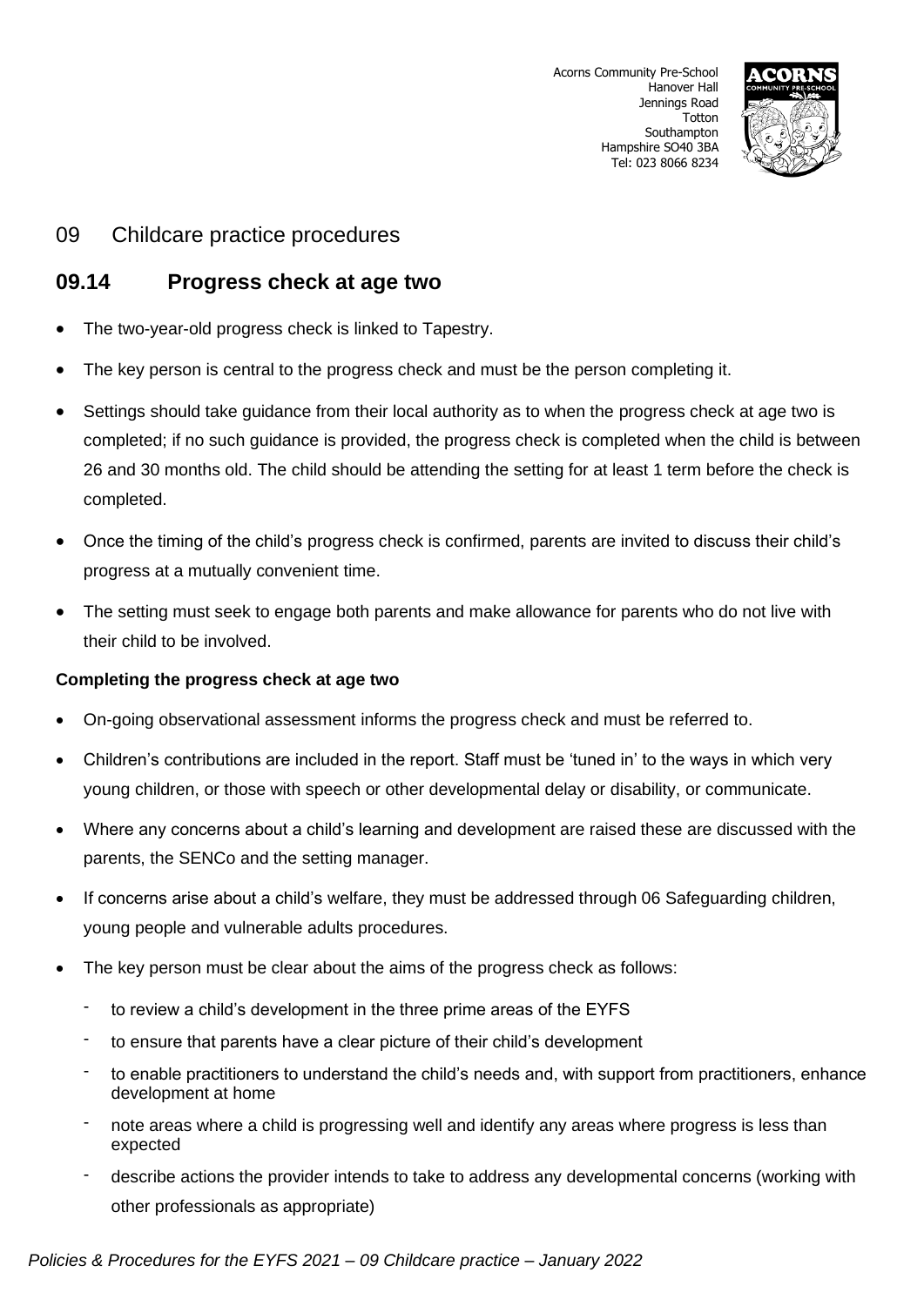Acorns Community Pre-School
Hanover Hall
Jennings Road
Totton
Southampton
Hampshire SO40 3BA
Tel: 023 8066 8234

# 09 Childcare practice procedures

## 09.14 Progress check at age two

- The two-year-old progress check is linked to Tapestry.
- The key person is central to the progress check and must be the person completing it.
- Settings should take guidance from their local authority as to when the progress check at age two is completed; if no such guidance is provided, the progress check is completed when the child is between 26 and 30 months old. The child should be attending the setting for at least 1 term before the check is completed.
- Once the timing of the child's progress check is confirmed, parents are invited to discuss their child's progress at a mutually convenient time.
- The setting must seek to engage both parents and make allowance for parents who do not live with their child to be involved.

**Completing the progress check at age two**

- On-going observational assessment informs the progress check and must be referred to.
- Children's contributions are included in the report. Staff must be 'tuned in' to the ways in which very young children, or those with speech or other developmental delay or disability, or communicate.
- Where any concerns about a child's learning and development are raised these are discussed with the parents, the SENCo and the setting manager.
- If concerns arise about a child's welfare, they must be addressed through 06 Safeguarding children, young people and vulnerable adults procedures.
- The key person must be clear about the aims of the progress check as follows:
  - to review a child's development in the three prime areas of the EYFS
  - to ensure that parents have a clear picture of their child's development
  - to enable practitioners to understand the child's needs and, with support from practitioners, enhance development at home
  - note areas where a child is progressing well and identify any areas where progress is less than expected
  - describe actions the provider intends to take to address any developmental concerns (working with other professionals as appropriate)